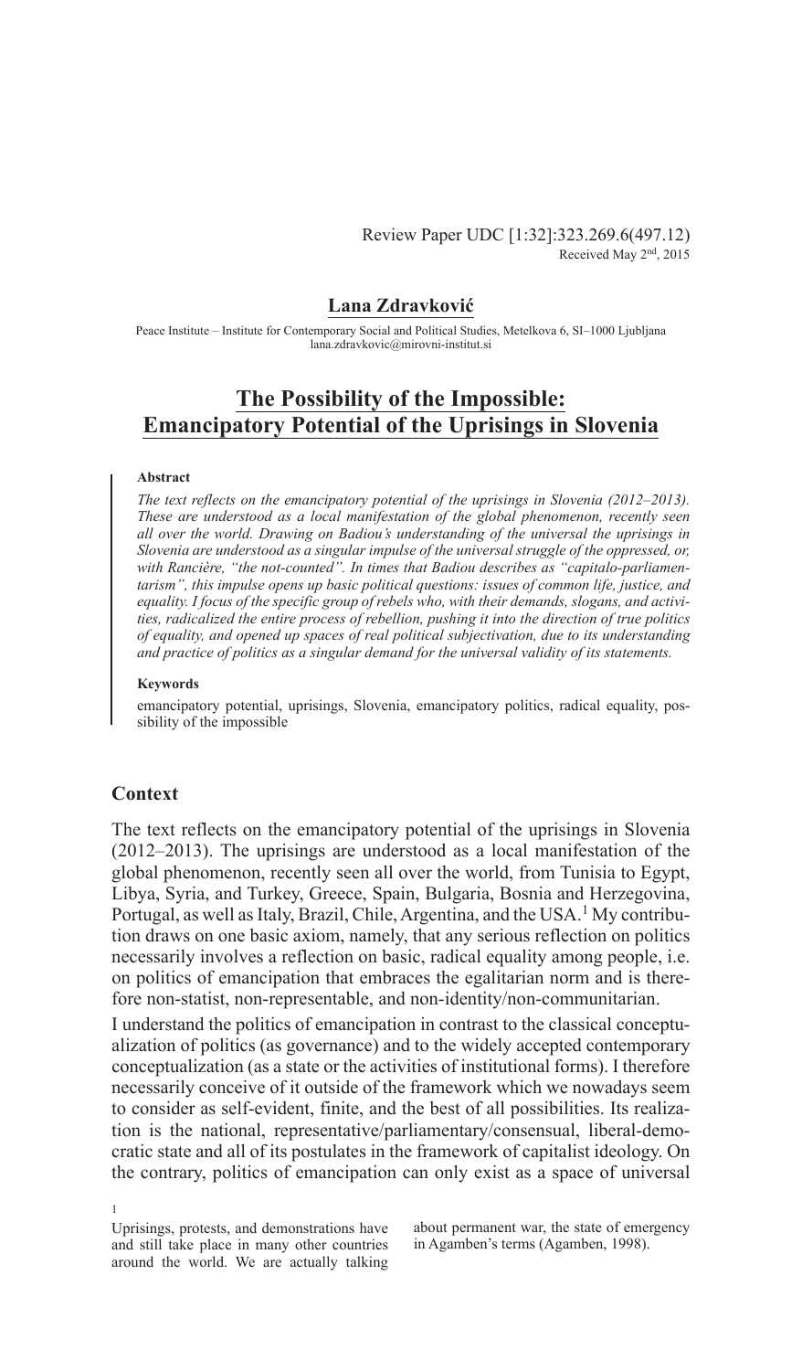Review Paper UDC [1:32]:323.269.6(497.12)
Received May 2nd, 2015

**Lana Zdravković**

Peace Institute – Institute for Contemporary Social and Political Studies, Metelkova 6, SI–1000 Ljubljana
lana.zdravkovic@mirovni-institut.si

# The Possibility of the Impossible: Emancipatory Potential of the Uprisings in Slovenia

**Abstract**

*The text reflects on the emancipatory potential of the uprisings in Slovenia (2012–2013). These are understood as a local manifestation of the global phenomenon, recently seen all over the world. Drawing on Badiou's understanding of the universal the uprisings in Slovenia are understood as a singular impulse of the universal struggle of the oppressed, or, with Rancière, "the not-counted". In times that Badiou describes as "capitalo-parliamentarism", this impulse opens up basic political questions: issues of common life, justice, and equality. I focus of the specific group of rebels who, with their demands, slogans, and activities, radicalized the entire process of rebellion, pushing it into the direction of true politics of equality, and opened up spaces of real political subjectivation, due to its understanding and practice of politics as a singular demand for the universal validity of its statements.*

**Keywords**

emancipatory potential, uprisings, Slovenia, emancipatory politics, radical equality, possibility of the impossible

## Context

The text reflects on the emancipatory potential of the uprisings in Slovenia (2012–2013). The uprisings are understood as a local manifestation of the global phenomenon, recently seen all over the world, from Tunisia to Egypt, Libya, Syria, and Turkey, Greece, Spain, Bulgaria, Bosnia and Herzegovina, Portugal, as well as Italy, Brazil, Chile, Argentina, and the USA.[1] My contribution draws on one basic axiom, namely, that any serious reflection on politics necessarily involves a reflection on basic, radical equality among people, i.e. on politics of emancipation that embraces the egalitarian norm and is therefore non-statist, non-representable, and non-identity/non-communitarian.

I understand the politics of emancipation in contrast to the classical conceptualization of politics (as governance) and to the widely accepted contemporary conceptualization (as a state or the activities of institutional forms). I therefore necessarily conceive of it outside of the framework which we nowadays seem to consider as self-evident, finite, and the best of all possibilities. Its realization is the national, representative/parliamentary/consensual, liberal-democratic state and all of its postulates in the framework of capitalist ideology. On the contrary, politics of emancipation can only exist as a space of universal

[1] Uprisings, protests, and demonstrations have and still take place in many other countries around the world. We are actually talking about permanent war, the state of emergency in Agamben's terms (Agamben, 1998).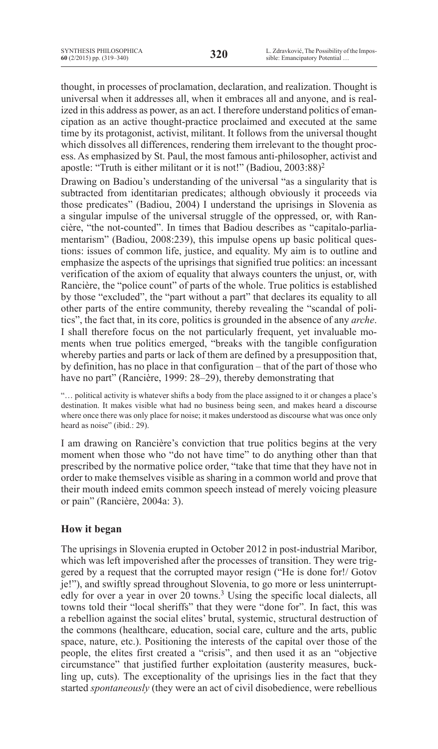thought, in processes of proclamation, declaration, and realization. Thought is universal when it addresses all, when it embraces all and anyone, and is realized in this address as power, as an act. I therefore understand politics of emancipation as an active thought-practice proclaimed and executed at the same time by its protagonist, activist, militant. It follows from the universal thought which dissolves all differences, rendering them irrelevant to the thought process. As emphasized by St. Paul, the most famous anti-philosopher, activist and apostle: "Truth is either militant or it is not!" (Badiou, 2003:88)[2]

Drawing on Badiou's understanding of the universal "as a singularity that is subtracted from identitarian predicates; although obviously it proceeds via those predicates" (Badiou, 2004) I understand the uprisings in Slovenia as a singular impulse of the universal struggle of the oppressed, or, with Rancière, "the not-counted". In times that Badiou describes as "capitalo-parliamentarism" (Badiou, 2008:239), this impulse opens up basic political questions: issues of common life, justice, and equality. My aim is to outline and emphasize the aspects of the uprisings that signified true politics: an incessant verification of the axiom of equality that always counters the unjust, or, with Rancière, the "police count" of parts of the whole. True politics is established by those "excluded", the "part without a part" that declares its equality to all other parts of the entire community, thereby revealing the "scandal of politics", the fact that, in its core, politics is grounded in the absence of any *arche*. I shall therefore focus on the not particularly frequent, yet invaluable moments when true politics emerged, "breaks with the tangible configuration whereby parties and parts or lack of them are defined by a presupposition that, by definition, has no place in that configuration – that of the part of those who have no part" (Rancière, 1999: 28–29), thereby demonstrating that

> "… political activity is whatever shifts a body from the place assigned to it or changes a place's destination. It makes visible what had no business being seen, and makes heard a discourse where once there was only place for noise; it makes understood as discourse what was once only heard as noise" (ibid.: 29).

I am drawing on Rancière's conviction that true politics begins at the very moment when those who "do not have time" to do anything other than that prescribed by the normative police order, "take that time that they have not in order to make themselves visible as sharing in a common world and prove that their mouth indeed emits common speech instead of merely voicing pleasure or pain" (Rancière, 2004a: 3).

## How it began

The uprisings in Slovenia erupted in October 2012 in post-industrial Maribor, which was left impoverished after the processes of transition. They were triggered by a request that the corrupted mayor resign ("He is done for!/ Gotov je!"), and swiftly spread throughout Slovenia, to go more or less uninterruptedly for over a year in over 20 towns.[3] Using the specific local dialects, all towns told their "local sheriffs" that they were "done for". In fact, this was a rebellion against the social elites' brutal, systemic, structural destruction of the commons (healthcare, education, social care, culture and the arts, public space, nature, etc.). Positioning the interests of the capital over those of the people, the elites first created a "crisis", and then used it as an "objective circumstance" that justified further exploitation (austerity measures, buckling up, cuts). The exceptionality of the uprisings lies in the fact that they started *spontaneously* (they were an act of civil disobedience, were rebellious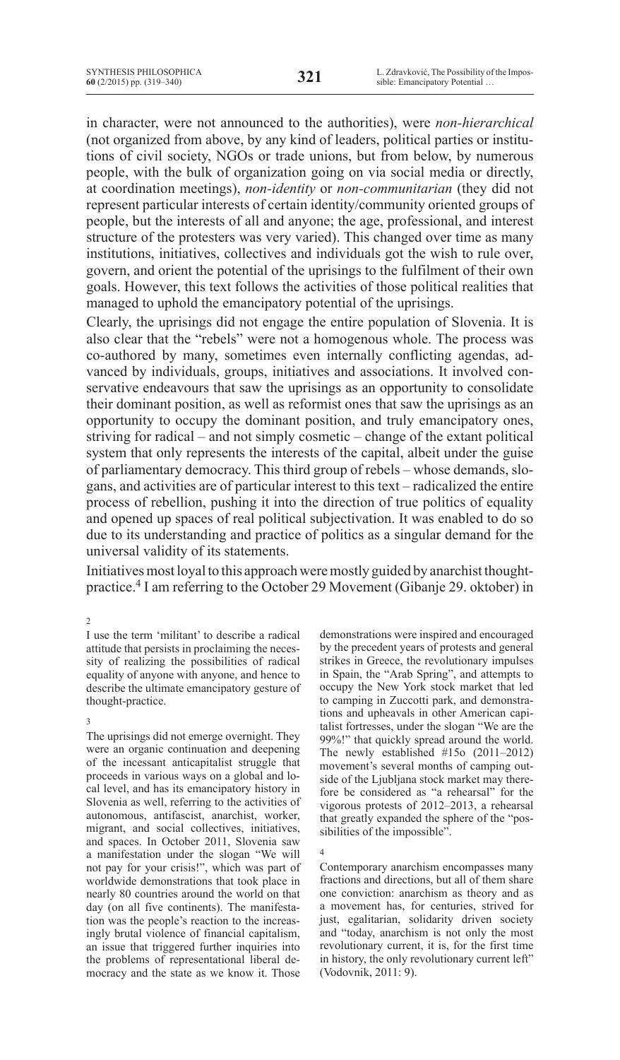in character, were not announced to the authorities), were *non-hierarchical* (not organized from above, by any kind of leaders, political parties or institutions of civil society, NGOs or trade unions, but from below, by numerous people, with the bulk of organization going on via social media or directly, at coordination meetings), *non-identity* or *non-communitarian* (they did not represent particular interests of certain identity/community oriented groups of people, but the interests of all and anyone; the age, professional, and interest structure of the protesters was very varied). This changed over time as many institutions, initiatives, collectives and individuals got the wish to rule over, govern, and orient the potential of the uprisings to the fulfilment of their own goals. However, this text follows the activities of those political realities that managed to uphold the emancipatory potential of the uprisings.

Clearly, the uprisings did not engage the entire population of Slovenia. It is also clear that the "rebels" were not a homogenous whole. The process was co-authored by many, sometimes even internally conflicting agendas, advanced by individuals, groups, initiatives and associations. It involved conservative endeavours that saw the uprisings as an opportunity to consolidate their dominant position, as well as reformist ones that saw the uprisings as an opportunity to occupy the dominant position, and truly emancipatory ones, striving for radical – and not simply cosmetic – change of the extant political system that only represents the interests of the capital, albeit under the guise of parliamentary democracy. This third group of rebels – whose demands, slogans, and activities are of particular interest to this text – radicalized the entire process of rebellion, pushing it into the direction of true politics of equality and opened up spaces of real political subjectivation. It was enabled to do so due to its understanding and practice of politics as a singular demand for the universal validity of its statements.

Initiatives most loyal to this approach were mostly guided by anarchist thought-practice.[4] I am referring to the October 29 Movement (Gibanje 29. oktober) in

---

[2] I use the term 'militant' to describe a radical attitude that persists in proclaiming the necessity of realizing the possibilities of radical equality of anyone with anyone, and hence to describe the ultimate emancipatory gesture of thought-practice.

[3] The uprisings did not emerge overnight. They were an organic continuation and deepening of the incessant anticapitalist struggle that proceeds in various ways on a global and local level, and has its emancipatory history in Slovenia as well, referring to the activities of autonomous, antifascist, anarchist, worker, migrant, and social collectives, initiatives, and spaces. In October 2011, Slovenia saw a manifestation under the slogan "We will not pay for your crisis!", which was part of worldwide demonstrations that took place in nearly 80 countries around the world on that day (on all five continents). The manifestation was the people's reaction to the increasingly brutal violence of financial capitalism, an issue that triggered further inquiries into the problems of representational liberal democracy and the state as we know it. Those demonstrations were inspired and encouraged by the precedent years of protests and general strikes in Greece, the revolutionary impulses in Spain, the "Arab Spring", and attempts to occupy the New York stock market that led to camping in Zuccotti park, and demonstrations and upheavals in other American capitalist fortresses, under the slogan "We are the 99%!" that quickly spread around the world. The newly established #15o (2011–2012) movement's several months of camping outside of the Ljubljana stock market may therefore be considered as "a rehearsal" for the vigorous protests of 2012–2013, a rehearsal that greatly expanded the sphere of the "possibilities of the impossible".

[4] Contemporary anarchism encompasses many fractions and directions, but all of them share one conviction: anarchism as theory and as a movement has, for centuries, strived for just, egalitarian, solidarity driven society and "today, anarchism is not only the most revolutionary current, it is, for the first time in history, the only revolutionary current left" (Vodovnik, 2011: 9).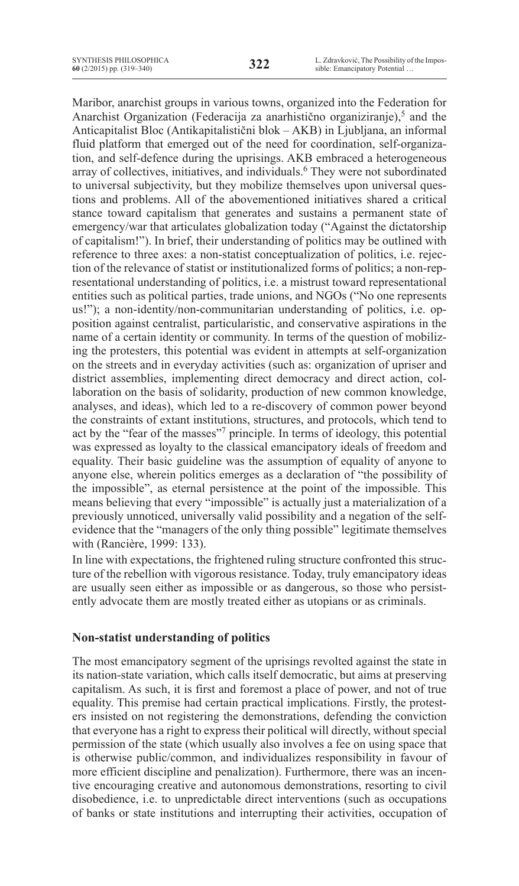Maribor, anarchist groups in various towns, organized into the Federation for Anarchist Organization (Federacija za anarhistično organiziranje),[5] and the Anticapitalist Bloc (Antikapitalistični blok – AKB) in Ljubljana, an informal fluid platform that emerged out of the need for coordination, self-organization, and self-defence during the uprisings. AKB embraced a heterogeneous array of collectives, initiatives, and individuals.[6] They were not subordinated to universal subjectivity, but they mobilize themselves upon universal questions and problems. All of the abovementioned initiatives shared a critical stance toward capitalism that generates and sustains a permanent state of emergency/war that articulates globalization today ("Against the dictatorship of capitalism!"). In brief, their understanding of politics may be outlined with reference to three axes: a non-statist conceptualization of politics, i.e. rejection of the relevance of statist or institutionalized forms of politics; a non-representational understanding of politics, i.e. a mistrust toward representational entities such as political parties, trade unions, and NGOs ("No one represents us!"); a non-identity/non-communitarian understanding of politics, i.e. opposition against centralist, particularistic, and conservative aspirations in the name of a certain identity or community. In terms of the question of mobilizing the protesters, this potential was evident in attempts at self-organization on the streets and in everyday activities (such as: organization of upriser and district assemblies, implementing direct democracy and direct action, collaboration on the basis of solidarity, production of new common knowledge, analyses, and ideas), which led to a re-discovery of common power beyond the constraints of extant institutions, structures, and protocols, which tend to act by the "fear of the masses"[7] principle. In terms of ideology, this potential was expressed as loyalty to the classical emancipatory ideals of freedom and equality. Their basic guideline was the assumption of equality of anyone to anyone else, wherein politics emerges as a declaration of "the possibility of the impossible", as eternal persistence at the point of the impossible. This means believing that every "impossible" is actually just a materialization of a previously unnoticed, universally valid possibility and a negation of the self-evidence that the "managers of the only thing possible" legitimate themselves with (Rancière, 1999: 133).

In line with expectations, the frightened ruling structure confronted this structure of the rebellion with vigorous resistance. Today, truly emancipatory ideas are usually seen either as impossible or as dangerous, so those who persistently advocate them are mostly treated either as utopians or as criminals.

## Non-statist understanding of politics

The most emancipatory segment of the uprisings revolted against the state in its nation-state variation, which calls itself democratic, but aims at preserving capitalism. As such, it is first and foremost a place of power, and not of true equality. This premise had certain practical implications. Firstly, the protesters insisted on not registering the demonstrations, defending the conviction that everyone has a right to express their political will directly, without special permission of the state (which usually also involves a fee on using space that is otherwise public/common, and individualizes responsibility in favour of more efficient discipline and penalization). Furthermore, there was an incentive encouraging creative and autonomous demonstrations, resorting to civil disobedience, i.e. to unpredictable direct interventions (such as occupations of banks or state institutions and interrupting their activities, occupation of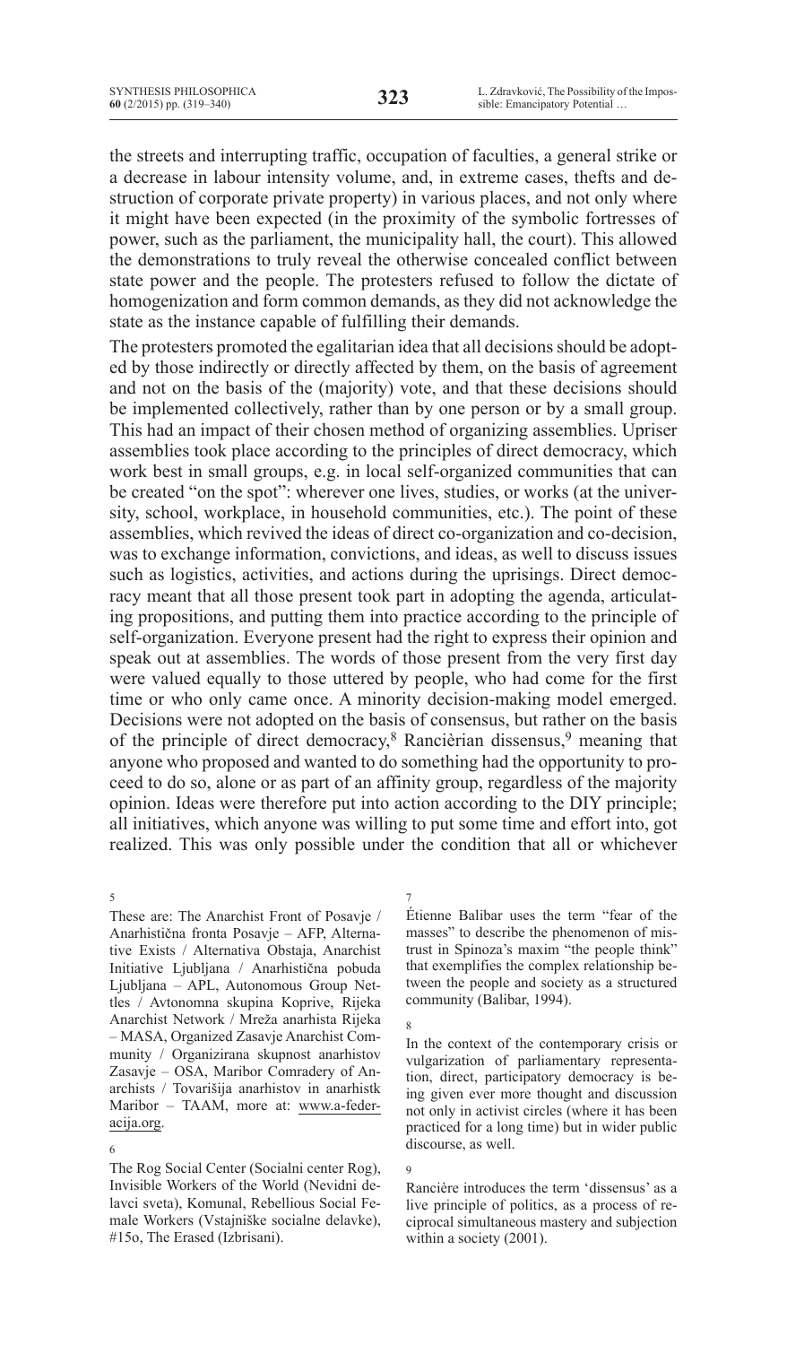the streets and interrupting traffic, occupation of faculties, a general strike or a decrease in labour intensity volume, and, in extreme cases, thefts and destruction of corporate private property) in various places, and not only where it might have been expected (in the proximity of the symbolic fortresses of power, such as the parliament, the municipality hall, the court). This allowed the demonstrations to truly reveal the otherwise concealed conflict between state power and the people. The protesters refused to follow the dictate of homogenization and form common demands, as they did not acknowledge the state as the instance capable of fulfilling their demands.

The protesters promoted the egalitarian idea that all decisions should be adopted by those indirectly or directly affected by them, on the basis of agreement and not on the basis of the (majority) vote, and that these decisions should be implemented collectively, rather than by one person or by a small group. This had an impact of their chosen method of organizing assemblies. Upriser assemblies took place according to the principles of direct democracy, which work best in small groups, e.g. in local self-organized communities that can be created "on the spot": wherever one lives, studies, or works (at the university, school, workplace, in household communities, etc.). The point of these assemblies, which revived the ideas of direct co-organization and co-decision, was to exchange information, convictions, and ideas, as well to discuss issues such as logistics, activities, and actions during the uprisings. Direct democracy meant that all those present took part in adopting the agenda, articulating propositions, and putting them into practice according to the principle of self-organization. Everyone present had the right to express their opinion and speak out at assemblies. The words of those present from the very first day were valued equally to those uttered by people, who had come for the first time or who only came once. A minority decision-making model emerged. Decisions were not adopted on the basis of consensus, but rather on the basis of the principle of direct democracy,[8] Rancièrian dissensus,[9] meaning that anyone who proposed and wanted to do something had the opportunity to proceed to do so, alone or as part of an affinity group, regardless of the majority opinion. Ideas were therefore put into action according to the DIY principle; all initiatives, which anyone was willing to put some time and effort into, got realized. This was only possible under the condition that all or whichever

---

[5] These are: The Anarchist Front of Posavje / Anarhistična fronta Posavje – AFP, Alternative Exists / Alternativa Obstaja, Anarchist Initiative Ljubljana / Anarhistična pobuda Ljubljana – APL, Autonomous Group Nettles / Avtonomna skupina Koprive, Rijeka Anarchist Network / Mreža anarhista Rijeka – MASA, Organized Zasavje Anarchist Community / Organizirana skupnost anarhistov Zasavje – OSA, Maribor Comradery of Anarchists / Tovarišija anarhistov in anarhistk Maribor – TAAM, more at: www.a-federacija.org.

[6] The Rog Social Center (Socialni center Rog), Invisible Workers of the World (Nevidni delavci sveta), Komunal, Rebellious Social Female Workers (Vstajniške socialne delavke), #15o, The Erased (Izbrisani).

[7] Étienne Balibar uses the term "fear of the masses" to describe the phenomenon of mistrust in Spinoza's maxim "the people think" that exemplifies the complex relationship between the people and society as a structured community (Balibar, 1994).

[8] In the context of the contemporary crisis or vulgarization of parliamentary representation, direct, participatory democracy is being given ever more thought and discussion not only in activist circles (where it has been practiced for a long time) but in wider public discourse, as well.

[9] Rancière introduces the term 'dissensus' as a live principle of politics, as a process of reciprocal simultaneous mastery and subjection within a society (2001).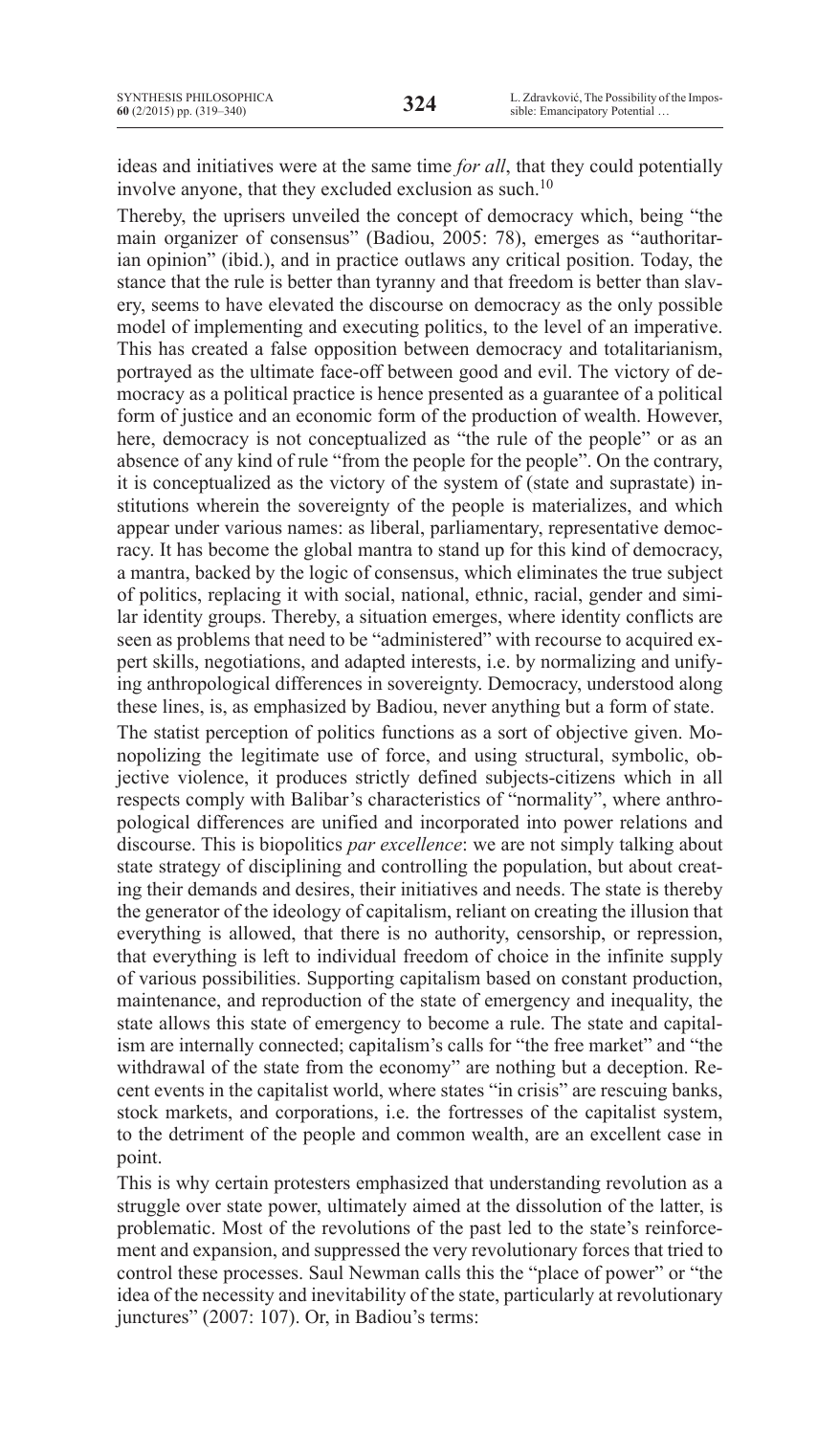ideas and initiatives were at the same time *for all*, that they could potentially involve anyone, that they excluded exclusion as such.[10]

Thereby, the uprisers unveiled the concept of democracy which, being "the main organizer of consensus" (Badiou, 2005: 78), emerges as "authoritarian opinion" (ibid.), and in practice outlaws any critical position. Today, the stance that the rule is better than tyranny and that freedom is better than slavery, seems to have elevated the discourse on democracy as the only possible model of implementing and executing politics, to the level of an imperative. This has created a false opposition between democracy and totalitarianism, portrayed as the ultimate face-off between good and evil. The victory of democracy as a political practice is hence presented as a guarantee of a political form of justice and an economic form of the production of wealth. However, here, democracy is not conceptualized as "the rule of the people" or as an absence of any kind of rule "from the people for the people". On the contrary, it is conceptualized as the victory of the system of (state and suprastate) institutions wherein the sovereignty of the people is materializes, and which appear under various names: as liberal, parliamentary, representative democracy. It has become the global mantra to stand up for this kind of democracy, a mantra, backed by the logic of consensus, which eliminates the true subject of politics, replacing it with social, national, ethnic, racial, gender and similar identity groups. Thereby, a situation emerges, where identity conflicts are seen as problems that need to be "administered" with recourse to acquired expert skills, negotiations, and adapted interests, i.e. by normalizing and unifying anthropological differences in sovereignty. Democracy, understood along these lines, is, as emphasized by Badiou, never anything but a form of state.

The statist perception of politics functions as a sort of objective given. Monopolizing the legitimate use of force, and using structural, symbolic, objective violence, it produces strictly defined subjects-citizens which in all respects comply with Balibar's characteristics of "normality", where anthropological differences are unified and incorporated into power relations and discourse. This is biopolitics *par excellence*: we are not simply talking about state strategy of disciplining and controlling the population, but about creating their demands and desires, their initiatives and needs. The state is thereby the generator of the ideology of capitalism, reliant on creating the illusion that everything is allowed, that there is no authority, censorship, or repression, that everything is left to individual freedom of choice in the infinite supply of various possibilities. Supporting capitalism based on constant production, maintenance, and reproduction of the state of emergency and inequality, the state allows this state of emergency to become a rule. The state and capitalism are internally connected; capitalism's calls for "the free market" and "the withdrawal of the state from the economy" are nothing but a deception. Recent events in the capitalist world, where states "in crisis" are rescuing banks, stock markets, and corporations, i.e. the fortresses of the capitalist system, to the detriment of the people and common wealth, are an excellent case in point.

This is why certain protesters emphasized that understanding revolution as a struggle over state power, ultimately aimed at the dissolution of the latter, is problematic. Most of the revolutions of the past led to the state's reinforcement and expansion, and suppressed the very revolutionary forces that tried to control these processes. Saul Newman calls this the "place of power" or "the idea of the necessity and inevitability of the state, particularly at revolutionary junctures" (2007: 107). Or, in Badiou's terms: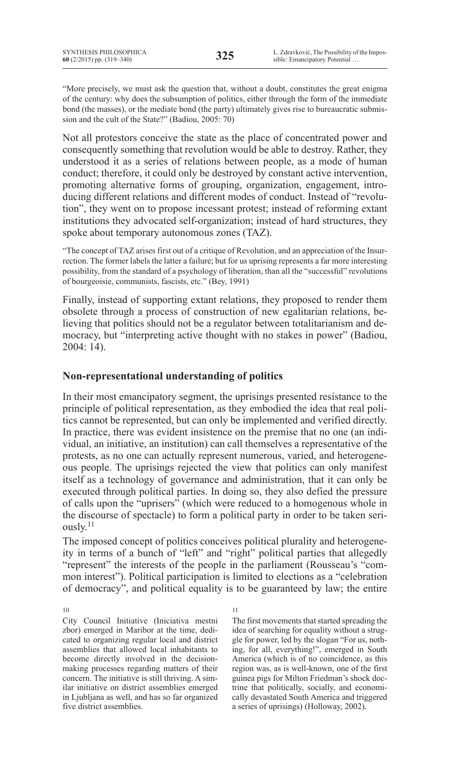"More precisely, we must ask the question that, without a doubt, constitutes the great enigma of the century: why does the subsumption of politics, either through the form of the immediate bond (the masses), or the mediate bond (the party) ultimately gives rise to bureaucratic submission and the cult of the State?" (Badiou, 2005: 70)

Not all protestors conceive the state as the place of concentrated power and consequently something that revolution would be able to destroy. Rather, they understood it as a series of relations between people, as a mode of human conduct; therefore, it could only be destroyed by constant active intervention, promoting alternative forms of grouping, organization, engagement, introducing different relations and different modes of conduct. Instead of "revolution", they went on to propose incessant protest; instead of reforming extant institutions they advocated self-organization; instead of hard structures, they spoke about temporary autonomous zones (TAZ).

"The concept of TAZ arises first out of a critique of Revolution, and an appreciation of the Insurrection. The former labels the latter a failure; but for us uprising represents a far more interesting possibility, from the standard of a psychology of liberation, than all the "successful" revolutions of bourgeoisie, communists, fascists, etc." (Bey, 1991)

Finally, instead of supporting extant relations, they proposed to render them obsolete through a process of construction of new egalitarian relations, believing that politics should not be a regulator between totalitarianism and democracy, but "interpreting active thought with no stakes in power" (Badiou, 2004: 14).

## Non-representational understanding of politics

In their most emancipatory segment, the uprisings presented resistance to the principle of political representation, as they embodied the idea that real politics cannot be represented, but can only be implemented and verified directly. In practice, there was evident insistence on the premise that no one (an individual, an initiative, an institution) can call themselves a representative of the protests, as no one can actually represent numerous, varied, and heterogeneous people. The uprisings rejected the view that politics can only manifest itself as a technology of governance and administration, that it can only be executed through political parties. In doing so, they also defied the pressure of calls upon the "uprisers" (which were reduced to a homogenous whole in the discourse of spectacle) to form a political party in order to be taken seriously.[11]

The imposed concept of politics conceives political plurality and heterogeneity in terms of a bunch of "left" and "right" political parties that allegedly "represent" the interests of the people in the parliament (Rousseau's "common interest"). Political participation is limited to elections as a "celebration of democracy", and political equality is to be guaranteed by law; the entire

---

[10] City Council Initiative (Iniciativa mestni zbor) emerged in Maribor at the time, dedicated to organizing regular local and district assemblies that allowed local inhabitants to become directly involved in the decision-making processes regarding matters of their concern. The initiative is still thriving. A similar initiative on district assemblies emerged in Ljubljana as well, and has so far organized five district assemblies.

[11] The first movements that started spreading the idea of searching for equality without a struggle for power, led by the slogan "For us, nothing, for all, everything!", emerged in South America (which is of no coincidence, as this region was, as is well-known, one of the first guinea pigs for Milton Friedman's shock doctrine that politically, socially, and economically devastated South America and triggered a series of uprisings) (Holloway, 2002).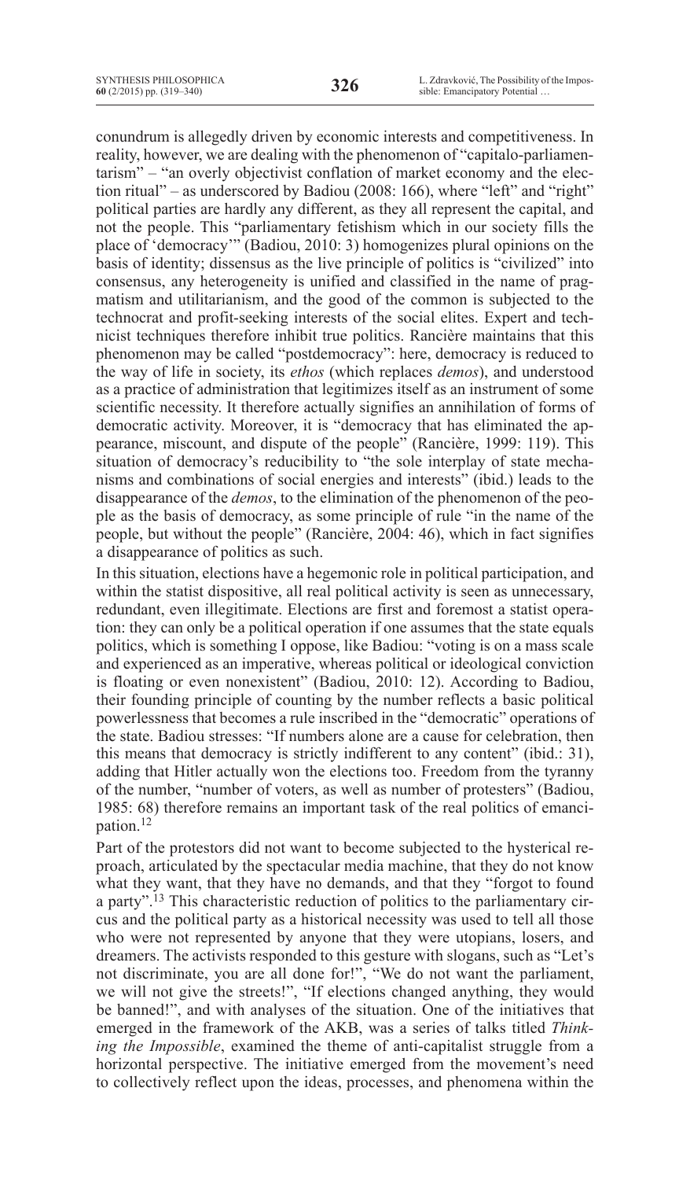conundrum is allegedly driven by economic interests and competitiveness. In reality, however, we are dealing with the phenomenon of "capitalo-parliamentarism" – "an overly objectivist conflation of market economy and the election ritual" – as underscored by Badiou (2008: 166), where "left" and "right" political parties are hardly any different, as they all represent the capital, and not the people. This "parliamentary fetishism which in our society fills the place of 'democracy'" (Badiou, 2010: 3) homogenizes plural opinions on the basis of identity; dissensus as the live principle of politics is "civilized" into consensus, any heterogeneity is unified and classified in the name of pragmatism and utilitarianism, and the good of the common is subjected to the technocrat and profit-seeking interests of the social elites. Expert and technicist techniques therefore inhibit true politics. Rancière maintains that this phenomenon may be called "postdemocracy": here, democracy is reduced to the way of life in society, its *ethos* (which replaces *demos*), and understood as a practice of administration that legitimizes itself as an instrument of some scientific necessity. It therefore actually signifies an annihilation of forms of democratic activity. Moreover, it is "democracy that has eliminated the appearance, miscount, and dispute of the people" (Rancière, 1999: 119). This situation of democracy's reducibility to "the sole interplay of state mechanisms and combinations of social energies and interests" (ibid.) leads to the disappearance of the *demos*, to the elimination of the phenomenon of the people as the basis of democracy, as some principle of rule "in the name of the people, but without the people" (Rancière, 2004: 46), which in fact signifies a disappearance of politics as such.

In this situation, elections have a hegemonic role in political participation, and within the statist dispositive, all real political activity is seen as unnecessary, redundant, even illegitimate. Elections are first and foremost a statist operation: they can only be a political operation if one assumes that the state equals politics, which is something I oppose, like Badiou: "voting is on a mass scale and experienced as an imperative, whereas political or ideological conviction is floating or even nonexistent" (Badiou, 2010: 12). According to Badiou, their founding principle of counting by the number reflects a basic political powerlessness that becomes a rule inscribed in the "democratic" operations of the state. Badiou stresses: "If numbers alone are a cause for celebration, then this means that democracy is strictly indifferent to any content" (ibid.: 31), adding that Hitler actually won the elections too. Freedom from the tyranny of the number, "number of voters, as well as number of protesters" (Badiou, 1985: 68) therefore remains an important task of the real politics of emancipation.[12]

Part of the protestors did not want to become subjected to the hysterical reproach, articulated by the spectacular media machine, that they do not know what they want, that they have no demands, and that they "forgot to found a party".[13] This characteristic reduction of politics to the parliamentary circus and the political party as a historical necessity was used to tell all those who were not represented by anyone that they were utopians, losers, and dreamers. The activists responded to this gesture with slogans, such as "Let's not discriminate, you are all done for!", "We do not want the parliament, we will not give the streets!", "If elections changed anything, they would be banned!", and with analyses of the situation. One of the initiatives that emerged in the framework of the AKB, was a series of talks titled *Thinking the Impossible*, examined the theme of anti-capitalist struggle from a horizontal perspective. The initiative emerged from the movement's need to collectively reflect upon the ideas, processes, and phenomena within the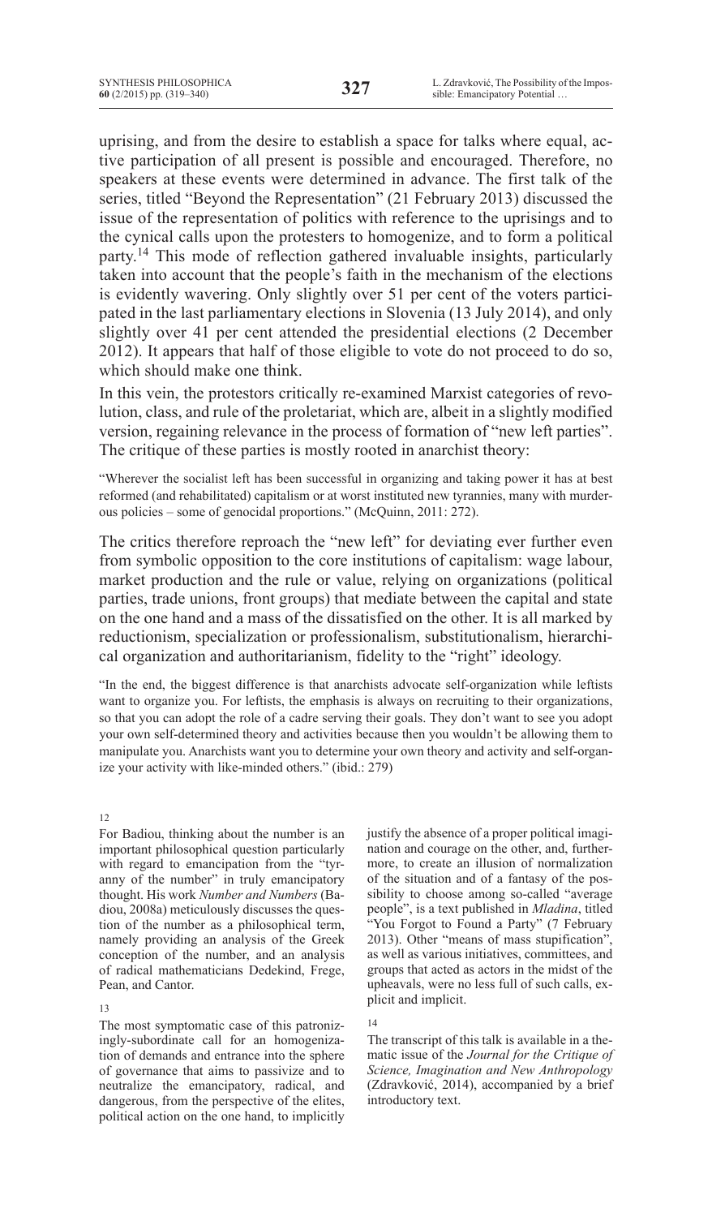uprising, and from the desire to establish a space for talks where equal, active participation of all present is possible and encouraged. Therefore, no speakers at these events were determined in advance. The first talk of the series, titled "Beyond the Representation" (21 February 2013) discussed the issue of the representation of politics with reference to the uprisings and to the cynical calls upon the protesters to homogenize, and to form a political party.[14] This mode of reflection gathered invaluable insights, particularly taken into account that the people's faith in the mechanism of the elections is evidently wavering. Only slightly over 51 per cent of the voters participated in the last parliamentary elections in Slovenia (13 July 2014), and only slightly over 41 per cent attended the presidential elections (2 December 2012). It appears that half of those eligible to vote do not proceed to do so, which should make one think.

In this vein, the protestors critically re-examined Marxist categories of revolution, class, and rule of the proletariat, which are, albeit in a slightly modified version, regaining relevance in the process of formation of "new left parties". The critique of these parties is mostly rooted in anarchist theory:

> "Wherever the socialist left has been successful in organizing and taking power it has at best reformed (and rehabilitated) capitalism or at worst instituted new tyrannies, many with murderous policies – some of genocidal proportions." (McQuinn, 2011: 272).

The critics therefore reproach the "new left" for deviating ever further even from symbolic opposition to the core institutions of capitalism: wage labour, market production and the rule or value, relying on organizations (political parties, trade unions, front groups) that mediate between the capital and state on the one hand and a mass of the dissatisfied on the other. It is all marked by reductionism, specialization or professionalism, substitutionalism, hierarchical organization and authoritarianism, fidelity to the "right" ideology.

> "In the end, the biggest difference is that anarchists advocate self-organization while leftists want to organize you. For leftists, the emphasis is always on recruiting to their organizations, so that you can adopt the role of a cadre serving their goals. They don't want to see you adopt your own self-determined theory and activities because then you wouldn't be allowing them to manipulate you. Anarchists want you to determine your own theory and activity and self-organize your activity with like-minded others." (ibid.: 279)

---

12
For Badiou, thinking about the number is an important philosophical question particularly with regard to emancipation from the "tyranny of the number" in truly emancipatory thought. His work *Number and Numbers* (Badiou, 2008a) meticulously discusses the question of the number as a philosophical term, namely providing an analysis of the Greek conception of the number, and an analysis of radical mathematicians Dedekind, Frege, Pean, and Cantor.

13
The most symptomatic case of this patronizingly-subordinate call for an homogenization of demands and entrance into the sphere of governance that aims to passivize and to neutralize the emancipatory, radical, and dangerous, from the perspective of the elites, political action on the one hand, to implicitly justify the absence of a proper political imagination and courage on the other, and, furthermore, to create an illusion of normalization of the situation and of a fantasy of the possibility to choose among so-called "average people", is a text published in *Mladina*, titled "You Forgot to Found a Party" (7 February 2013). Other "means of mass stupification", as well as various initiatives, committees, and groups that acted as actors in the midst of the upheavals, were no less full of such calls, explicit and implicit.

14
The transcript of this talk is available in a thematic issue of the *Journal for the Critique of Science, Imagination and New Anthropology* (Zdravković, 2014), accompanied by a brief introductory text.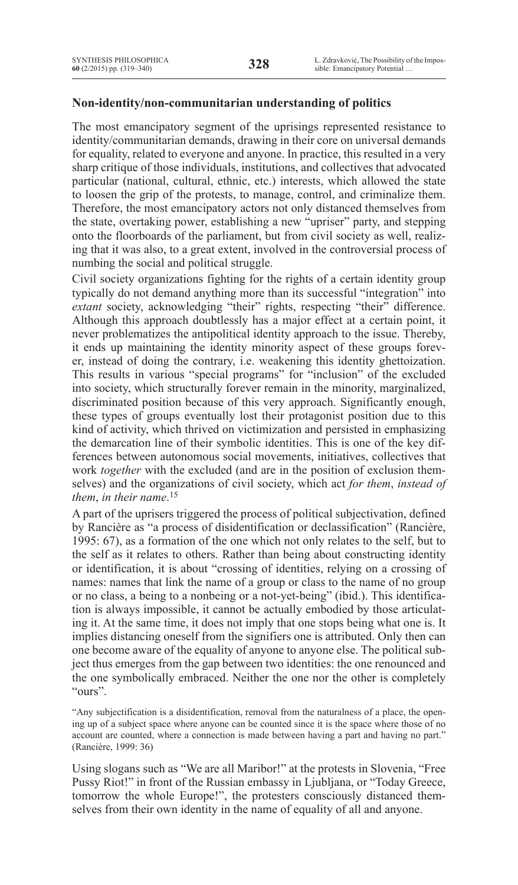**Non-identity/non-communitarian understanding of politics**

The most emancipatory segment of the uprisings represented resistance to identity/communitarian demands, drawing in their core on universal demands for equality, related to everyone and anyone. In practice, this resulted in a very sharp critique of those individuals, institutions, and collectives that advocated particular (national, cultural, ethnic, etc.) interests, which allowed the state to loosen the grip of the protests, to manage, control, and criminalize them. Therefore, the most emancipatory actors not only distanced themselves from the state, overtaking power, establishing a new "upriser" party, and stepping onto the floorboards of the parliament, but from civil society as well, realizing that it was also, to a great extent, involved in the controversial process of numbing the social and political struggle.

Civil society organizations fighting for the rights of a certain identity group typically do not demand anything more than its successful "integration" into *extant* society, acknowledging "their" rights, respecting "their" difference. Although this approach doubtlessly has a major effect at a certain point, it never problematizes the antipolitical identity approach to the issue. Thereby, it ends up maintaining the identity minority aspect of these groups forever, instead of doing the contrary, i.e. weakening this identity ghettoization. This results in various "special programs" for "inclusion" of the excluded into society, which structurally forever remain in the minority, marginalized, discriminated position because of this very approach. Significantly enough, these types of groups eventually lost their protagonist position due to this kind of activity, which thrived on victimization and persisted in emphasizing the demarcation line of their symbolic identities. This is one of the key differences between autonomous social movements, initiatives, collectives that work *together* with the excluded (and are in the position of exclusion themselves) and the organizations of civil society, which act *for them*, *instead of them*, *in their name*.[15]

A part of the uprisers triggered the process of political subjectivation, defined by Rancière as "a process of disidentification or declassification" (Rancière, 1995: 67), as a formation of the one which not only relates to the self, but to the self as it relates to others. Rather than being about constructing identity or identification, it is about "crossing of identities, relying on a crossing of names: names that link the name of a group or class to the name of no group or no class, a being to a nonbeing or a not-yet-being" (ibid.). This identification is always impossible, it cannot be actually embodied by those articulating it. At the same time, it does not imply that one stops being what one is. It implies distancing oneself from the signifiers one is attributed. Only then can one become aware of the equality of anyone to anyone else. The political subject thus emerges from the gap between two identities: the one renounced and the one symbolically embraced. Neither the one nor the other is completely "ours".

> "Any subjectification is a disidentification, removal from the naturalness of a place, the opening up of a subject space where anyone can be counted since it is the space where those of no account are counted, where a connection is made between having a part and having no part." (Rancière, 1999: 36)

Using slogans such as "We are all Maribor!" at the protests in Slovenia, "Free Pussy Riot!" in front of the Russian embassy in Ljubljana, or "Today Greece, tomorrow the whole Europe!", the protesters consciously distanced themselves from their own identity in the name of equality of all and anyone.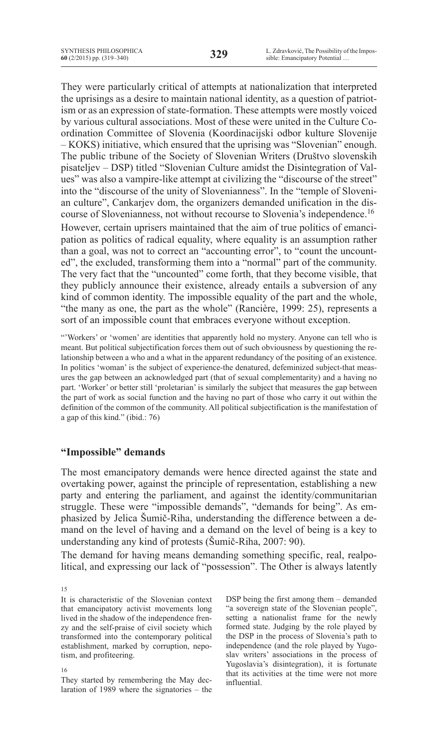They were particularly critical of attempts at nationalization that interpreted the uprisings as a desire to maintain national identity, as a question of patriotism or as an expression of state-formation. These attempts were mostly voiced by various cultural associations. Most of these were united in the Culture Coordination Committee of Slovenia (Koordinacijski odbor kulture Slovenije – KOKS) initiative, which ensured that the uprising was "Slovenian" enough. The public tribune of the Society of Slovenian Writers (Društvo slovenskih pisateljev – DSP) titled "Slovenian Culture amidst the Disintegration of Values" was also a vampire-like attempt at civilizing the "discourse of the street" into the "discourse of the unity of Slovenianness". In the "temple of Slovenian culture", Cankarjev dom, the organizers demanded unification in the discourse of Slovenianness, not without recourse to Slovenia's independence.[16]

However, certain uprisers maintained that the aim of true politics of emancipation as politics of radical equality, where equality is an assumption rather than a goal, was not to correct an "accounting error", to "count the uncounted", the excluded, transforming them into a "normal" part of the community. The very fact that the "uncounted" come forth, that they become visible, that they publicly announce their existence, already entails a subversion of any kind of common identity. The impossible equality of the part and the whole, "the many as one, the part as the whole" (Rancière, 1999: 25), represents a sort of an impossible count that embraces everyone without exception.

"'Workers' or 'women' are identities that apparently hold no mystery. Anyone can tell who is meant. But political subjectification forces them out of such obviousness by questioning the relationship between a who and a what in the apparent redundancy of the positing of an existence. In politics 'woman' is the subject of experience-the denatured, defeminized subject-that measures the gap between an acknowledged part (that of sexual complementarity) and a having no part. 'Worker' or better still 'proletarian' is similarly the subject that measures the gap between the part of work as social function and the having no part of those who carry it out within the definition of the common of the community. All political subjectification is the manifestation of a gap of this kind." (ibid.: 76)

## "Impossible" demands

The most emancipatory demands were hence directed against the state and overtaking power, against the principle of representation, establishing a new party and entering the parliament, and against the identity/communitarian struggle. These were "impossible demands", "demands for being". As emphasized by Jelica Šumič-Riha, understanding the difference between a demand on the level of having and a demand on the level of being is a key to understanding any kind of protests (Šumič-Riha, 2007: 90).

The demand for having means demanding something specific, real, realpolitical, and expressing our lack of "possession". The Other is always latently

---

15

It is characteristic of the Slovenian context that emancipatory activist movements long lived in the shadow of the independence frenzy and the self-praise of civil society which transformed into the contemporary political establishment, marked by corruption, nepotism, and profiteering.

16

They started by remembering the May declaration of 1989 where the signatories – the DSP being the first among them – demanded "a sovereign state of the Slovenian people", setting a nationalist frame for the newly formed state. Judging by the role played by the DSP in the process of Slovenia's path to independence (and the role played by Yugoslav writers' associations in the process of Yugoslavia's disintegration), it is fortunate that its activities at the time were not more influential.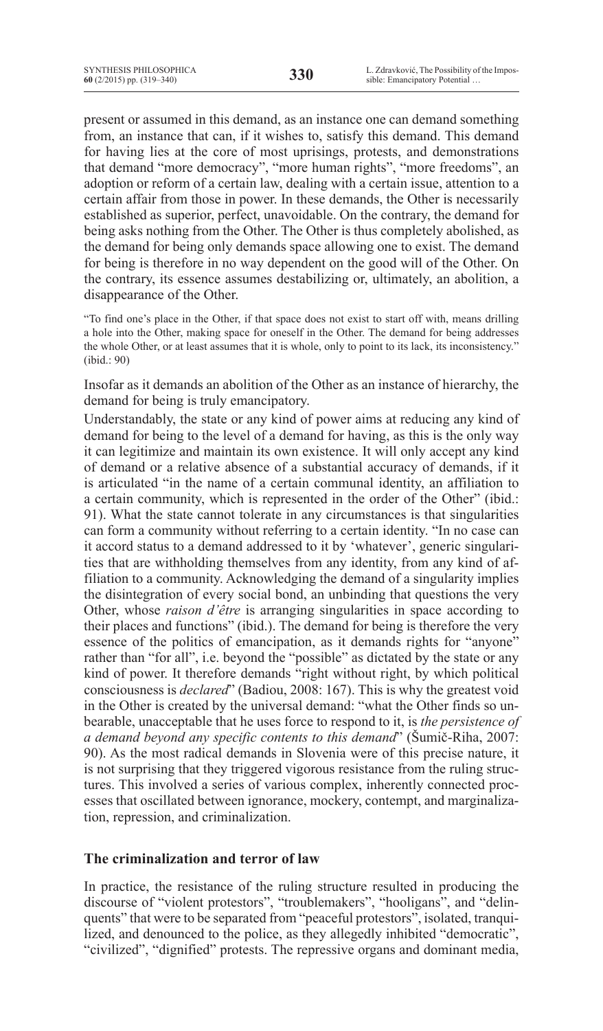present or assumed in this demand, as an instance one can demand something from, an instance that can, if it wishes to, satisfy this demand. This demand for having lies at the core of most uprisings, protests, and demonstrations that demand "more democracy", "more human rights", "more freedoms", an adoption or reform of a certain law, dealing with a certain issue, attention to a certain affair from those in power. In these demands, the Other is necessarily established as superior, perfect, unavoidable. On the contrary, the demand for being asks nothing from the Other. The Other is thus completely abolished, as the demand for being only demands space allowing one to exist. The demand for being is therefore in no way dependent on the good will of the Other. On the contrary, its essence assumes destabilizing or, ultimately, an abolition, a disappearance of the Other.

> "To find one's place in the Other, if that space does not exist to start off with, means drilling a hole into the Other, making space for oneself in the Other. The demand for being addresses the whole Other, or at least assumes that it is whole, only to point to its lack, its inconsistency." (ibid.: 90)

Insofar as it demands an abolition of the Other as an instance of hierarchy, the demand for being is truly emancipatory.

Understandably, the state or any kind of power aims at reducing any kind of demand for being to the level of a demand for having, as this is the only way it can legitimize and maintain its own existence. It will only accept any kind of demand or a relative absence of a substantial accuracy of demands, if it is articulated "in the name of a certain communal identity, an affiliation to a certain community, which is represented in the order of the Other" (ibid.: 91). What the state cannot tolerate in any circumstances is that singularities can form a community without referring to a certain identity. "In no case can it accord status to a demand addressed to it by 'whatever', generic singularities that are withholding themselves from any identity, from any kind of affiliation to a community. Acknowledging the demand of a singularity implies the disintegration of every social bond, an unbinding that questions the very Other, whose *raison d'être* is arranging singularities in space according to their places and functions" (ibid.). The demand for being is therefore the very essence of the politics of emancipation, as it demands rights for "anyone" rather than "for all", i.e. beyond the "possible" as dictated by the state or any kind of power. It therefore demands "right without right, by which political consciousness is *declared*" (Badiou, 2008: 167). This is why the greatest void in the Other is created by the universal demand: "what the Other finds so unbearable, unacceptable that he uses force to respond to it, is *the persistence of a demand beyond any specific contents to this demand*" (Šumič-Riha, 2007: 90). As the most radical demands in Slovenia were of this precise nature, it is not surprising that they triggered vigorous resistance from the ruling structures. This involved a series of various complex, inherently connected processes that oscillated between ignorance, mockery, contempt, and marginalization, repression, and criminalization.

## The criminalization and terror of law

In practice, the resistance of the ruling structure resulted in producing the discourse of "violent protestors", "troublemakers", "hooligans", and "delinquents" that were to be separated from "peaceful protestors", isolated, tranquilized, and denounced to the police, as they allegedly inhibited "democratic", "civilized", "dignified" protests. The repressive organs and dominant media,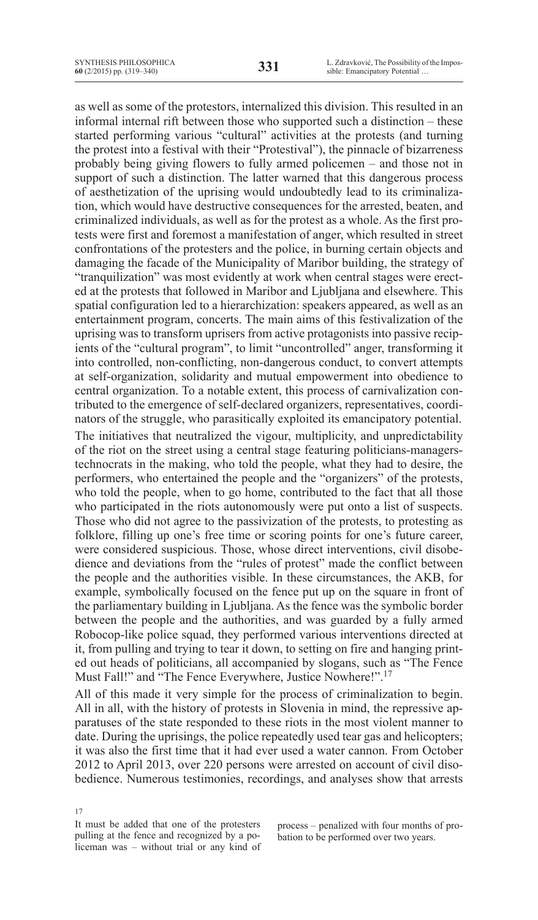as well as some of the protestors, internalized this division. This resulted in an informal internal rift between those who supported such a distinction – these started performing various "cultural" activities at the protests (and turning the protest into a festival with their "Protestival"), the pinnacle of bizarreness probably being giving flowers to fully armed policemen – and those not in support of such a distinction. The latter warned that this dangerous process of aesthetization of the uprising would undoubtedly lead to its criminalization, which would have destructive consequences for the arrested, beaten, and criminalized individuals, as well as for the protest as a whole. As the first protests were first and foremost a manifestation of anger, which resulted in street confrontations of the protesters and the police, in burning certain objects and damaging the facade of the Municipality of Maribor building, the strategy of "tranquilization" was most evidently at work when central stages were erected at the protests that followed in Maribor and Ljubljana and elsewhere. This spatial configuration led to a hierarchization: speakers appeared, as well as an entertainment program, concerts. The main aims of this festivalization of the uprising was to transform uprisers from active protagonists into passive recipients of the "cultural program", to limit "uncontrolled" anger, transforming it into controlled, non-conflicting, non-dangerous conduct, to convert attempts at self-organization, solidarity and mutual empowerment into obedience to central organization. To a notable extent, this process of carnivalization contributed to the emergence of self-declared organizers, representatives, coordinators of the struggle, who parasitically exploited its emancipatory potential.

The initiatives that neutralized the vigour, multiplicity, and unpredictability of the riot on the street using a central stage featuring politicians-managers-technocrats in the making, who told the people, what they had to desire, the performers, who entertained the people and the "organizers" of the protests, who told the people, when to go home, contributed to the fact that all those who participated in the riots autonomously were put onto a list of suspects. Those who did not agree to the passivization of the protests, to protesting as folklore, filling up one's free time or scoring points for one's future career, were considered suspicious. Those, whose direct interventions, civil disobedience and deviations from the "rules of protest" made the conflict between the people and the authorities visible. In these circumstances, the AKB, for example, symbolically focused on the fence put up on the square in front of the parliamentary building in Ljubljana. As the fence was the symbolic border between the people and the authorities, and was guarded by a fully armed Robocop-like police squad, they performed various interventions directed at it, from pulling and trying to tear it down, to setting on fire and hanging printed out heads of politicians, all accompanied by slogans, such as "The Fence Must Fall!" and "The Fence Everywhere, Justice Nowhere!".[17]

All of this made it very simple for the process of criminalization to begin. All in all, with the history of protests in Slovenia in mind, the repressive apparatuses of the state responded to these riots in the most violent manner to date. During the uprisings, the police repeatedly used tear gas and helicopters; it was also the first time that it had ever used a water cannon. From October 2012 to April 2013, over 220 persons were arrested on account of civil disobedience. Numerous testimonies, recordings, and analyses show that arrests

17 It must be added that one of the protesters pulling at the fence and recognized by a policeman was – without trial or any kind of process – penalized with four months of probation to be performed over two years.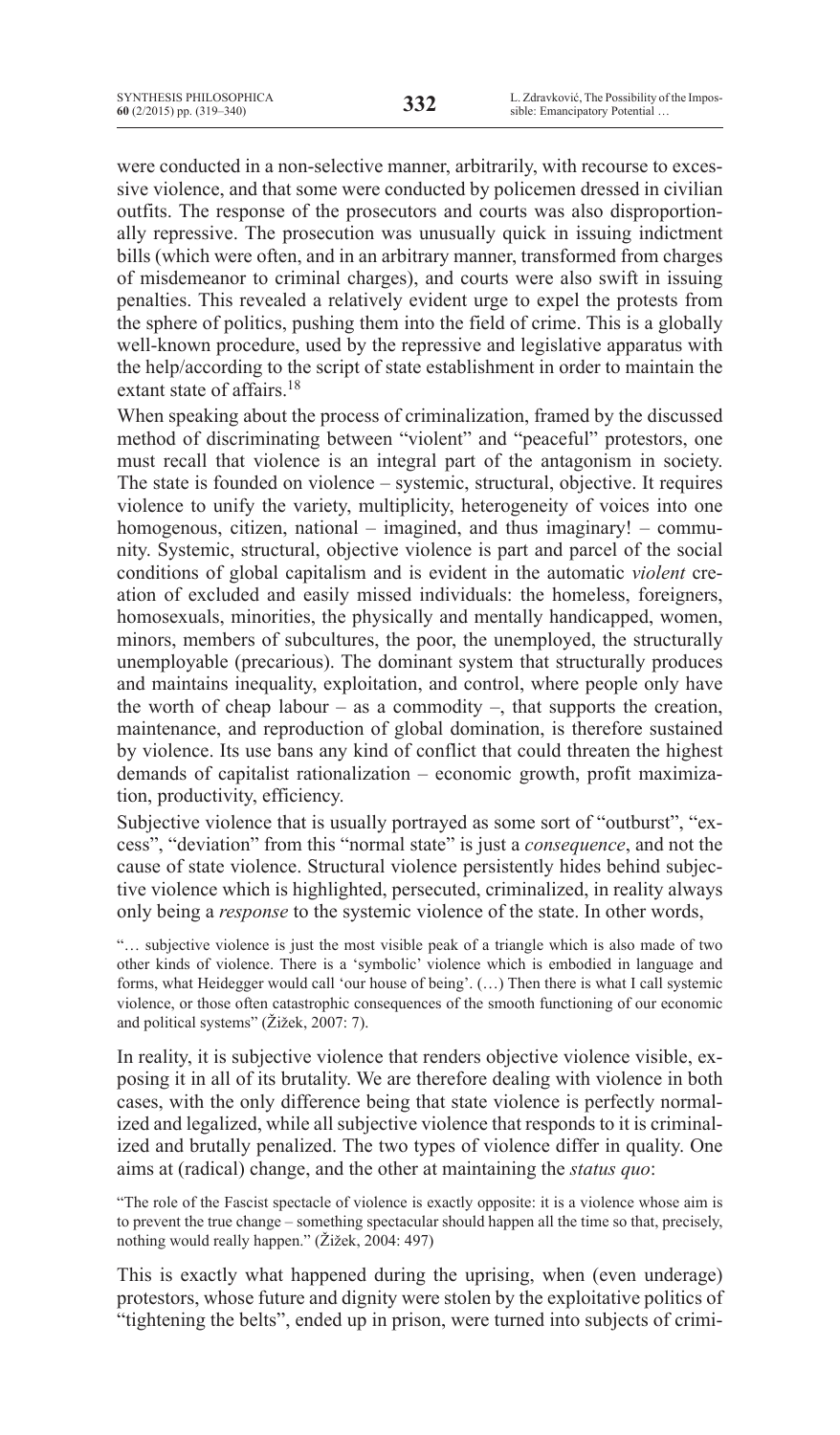were conducted in a non-selective manner, arbitrarily, with recourse to excessive violence, and that some were conducted by policemen dressed in civilian outfits. The response of the prosecutors and courts was also disproportionally repressive. The prosecution was unusually quick in issuing indictment bills (which were often, and in an arbitrary manner, transformed from charges of misdemeanor to criminal charges), and courts were also swift in issuing penalties. This revealed a relatively evident urge to expel the protests from the sphere of politics, pushing them into the field of crime. This is a globally well-known procedure, used by the repressive and legislative apparatus with the help/according to the script of state establishment in order to maintain the extant state of affairs.[18]

When speaking about the process of criminalization, framed by the discussed method of discriminating between "violent" and "peaceful" protestors, one must recall that violence is an integral part of the antagonism in society. The state is founded on violence – systemic, structural, objective. It requires violence to unify the variety, multiplicity, heterogeneity of voices into one homogenous, citizen, national – imagined, and thus imaginary! – community. Systemic, structural, objective violence is part and parcel of the social conditions of global capitalism and is evident in the automatic *violent* creation of excluded and easily missed individuals: the homeless, foreigners, homosexuals, minorities, the physically and mentally handicapped, women, minors, members of subcultures, the poor, the unemployed, the structurally unemployable (precarious). The dominant system that structurally produces and maintains inequality, exploitation, and control, where people only have the worth of cheap labour – as a commodity –, that supports the creation, maintenance, and reproduction of global domination, is therefore sustained by violence. Its use bans any kind of conflict that could threaten the highest demands of capitalist rationalization – economic growth, profit maximization, productivity, efficiency.

Subjective violence that is usually portrayed as some sort of "outburst", "excess", "deviation" from this "normal state" is just a *consequence*, and not the cause of state violence. Structural violence persistently hides behind subjective violence which is highlighted, persecuted, criminalized, in reality always only being a *response* to the systemic violence of the state. In other words,

> "… subjective violence is just the most visible peak of a triangle which is also made of two other kinds of violence. There is a 'symbolic' violence which is embodied in language and forms, what Heidegger would call 'our house of being'. (…) Then there is what I call systemic violence, or those often catastrophic consequences of the smooth functioning of our economic and political systems" (Žižek, 2007: 7).

In reality, it is subjective violence that renders objective violence visible, exposing it in all of its brutality. We are therefore dealing with violence in both cases, with the only difference being that state violence is perfectly normalized and legalized, while all subjective violence that responds to it is criminalized and brutally penalized. The two types of violence differ in quality. One aims at (radical) change, and the other at maintaining the *status quo*:

> "The role of the Fascist spectacle of violence is exactly opposite: it is a violence whose aim is to prevent the true change – something spectacular should happen all the time so that, precisely, nothing would really happen." (Žižek, 2004: 497)

This is exactly what happened during the uprising, when (even underage) protestors, whose future and dignity were stolen by the exploitative politics of "tightening the belts", ended up in prison, were turned into subjects of crimi-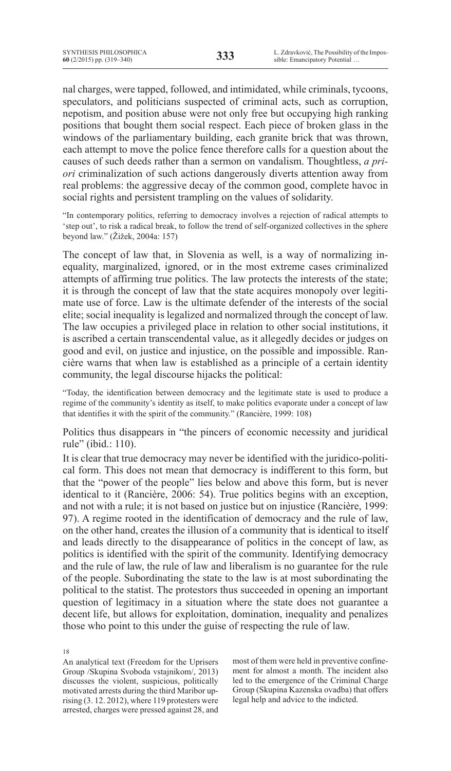nal charges, were tapped, followed, and intimidated, while criminals, tycoons, speculators, and politicians suspected of criminal acts, such as corruption, nepotism, and position abuse were not only free but occupying high ranking positions that bought them social respect. Each piece of broken glass in the windows of the parliamentary building, each granite brick that was thrown, each attempt to move the police fence therefore calls for a question about the causes of such deeds rather than a sermon on vandalism. Thoughtless, *a priori* criminalization of such actions dangerously diverts attention away from real problems: the aggressive decay of the common good, complete havoc in social rights and persistent trampling on the values of solidarity.

> "In contemporary politics, referring to democracy involves a rejection of radical attempts to 'step out', to risk a radical break, to follow the trend of self-organized collectives in the sphere beyond law." (Žižek, 2004a: 157)

The concept of law that, in Slovenia as well, is a way of normalizing inequality, marginalized, ignored, or in the most extreme cases criminalized attempts of affirming true politics. The law protects the interests of the state; it is through the concept of law that the state acquires monopoly over legitimate use of force. Law is the ultimate defender of the interests of the social elite; social inequality is legalized and normalized through the concept of law. The law occupies a privileged place in relation to other social institutions, it is ascribed a certain transcendental value, as it allegedly decides or judges on good and evil, on justice and injustice, on the possible and impossible. Rancière warns that when law is established as a principle of a certain identity community, the legal discourse hijacks the political:

> "Today, the identification between democracy and the legitimate state is used to produce a regime of the community's identity as itself, to make politics evaporate under a concept of law that identifies it with the spirit of the community." (Rancière, 1999: 108)

Politics thus disappears in "the pincers of economic necessity and juridical rule" (ibid.: 110).

It is clear that true democracy may never be identified with the juridico-political form. This does not mean that democracy is indifferent to this form, but that the "power of the people" lies below and above this form, but is never identical to it (Rancière, 2006: 54). True politics begins with an exception, and not with a rule; it is not based on justice but on injustice (Rancière, 1999: 97). A regime rooted in the identification of democracy and the rule of law, on the other hand, creates the illusion of a community that is identical to itself and leads directly to the disappearance of politics in the concept of law, as politics is identified with the spirit of the community. Identifying democracy and the rule of law, the rule of law and liberalism is no guarantee for the rule of the people. Subordinating the state to the law is at most subordinating the political to the statist. The protestors thus succeeded in opening an important question of legitimacy in a situation where the state does not guarantee a decent life, but allows for exploitation, domination, inequality and penalizes those who point to this under the guise of respecting the rule of law.

---

[18] An analytical text (Freedom for the Uprisers Group /Skupina Svoboda vstajnikom/, 2013) discusses the violent, suspicious, politically motivated arrests during the third Maribor uprising (3. 12. 2012), where 119 protesters were arrested, charges were pressed against 28, and most of them were held in preventive confinement for almost a month. The incident also led to the emergence of the Criminal Charge Group (Skupina Kazenska ovadba) that offers legal help and advice to the indicted.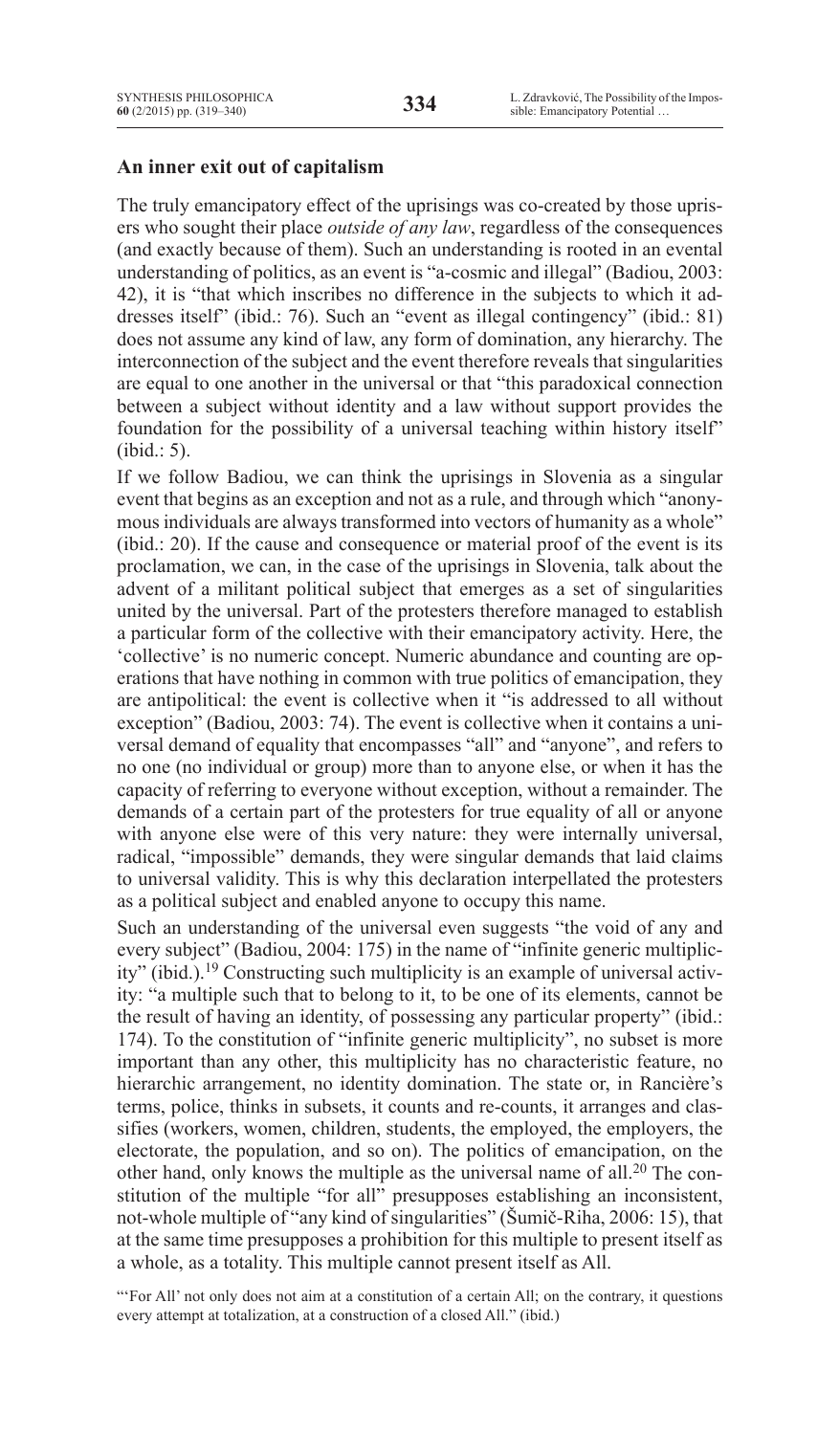## An inner exit out of capitalism

The truly emancipatory effect of the uprisings was co-created by those uprisers who sought their place *outside of any law*, regardless of the consequences (and exactly because of them). Such an understanding is rooted in an evental understanding of politics, as an event is "a-cosmic and illegal" (Badiou, 2003: 42), it is "that which inscribes no difference in the subjects to which it addresses itself" (ibid.: 76). Such an "event as illegal contingency" (ibid.: 81) does not assume any kind of law, any form of domination, any hierarchy. The interconnection of the subject and the event therefore reveals that singularities are equal to one another in the universal or that "this paradoxical connection between a subject without identity and a law without support provides the foundation for the possibility of a universal teaching within history itself" (ibid.: 5).

If we follow Badiou, we can think the uprisings in Slovenia as a singular event that begins as an exception and not as a rule, and through which "anonymous individuals are always transformed into vectors of humanity as a whole" (ibid.: 20). If the cause and consequence or material proof of the event is its proclamation, we can, in the case of the uprisings in Slovenia, talk about the advent of a militant political subject that emerges as a set of singularities united by the universal. Part of the protesters therefore managed to establish a particular form of the collective with their emancipatory activity. Here, the 'collective' is no numeric concept. Numeric abundance and counting are operations that have nothing in common with true politics of emancipation, they are antipolitical: the event is collective when it "is addressed to all without exception" (Badiou, 2003: 74). The event is collective when it contains a universal demand of equality that encompasses "all" and "anyone", and refers to no one (no individual or group) more than to anyone else, or when it has the capacity of referring to everyone without exception, without a remainder. The demands of a certain part of the protesters for true equality of all or anyone with anyone else were of this very nature: they were internally universal, radical, "impossible" demands, they were singular demands that laid claims to universal validity. This is why this declaration interpellated the protesters as a political subject and enabled anyone to occupy this name.

Such an understanding of the universal even suggests "the void of any and every subject" (Badiou, 2004: 175) in the name of "infinite generic multiplicity" (ibid.).[19] Constructing such multiplicity is an example of universal activity: "a multiple such that to belong to it, to be one of its elements, cannot be the result of having an identity, of possessing any particular property" (ibid.: 174). To the constitution of "infinite generic multiplicity", no subset is more important than any other, this multiplicity has no characteristic feature, no hierarchic arrangement, no identity domination. The state or, in Rancière's terms, police, thinks in subsets, it counts and re-counts, it arranges and classifies (workers, women, children, students, the employed, the employers, the electorate, the population, and so on). The politics of emancipation, on the other hand, only knows the multiple as the universal name of all.[20] The constitution of the multiple "for all" presupposes establishing an inconsistent, not-whole multiple of "any kind of singularities" (Šumič-Riha, 2006: 15), that at the same time presupposes a prohibition for this multiple to present itself as a whole, as a totality. This multiple cannot present itself as All.

"'For All' not only does not aim at a constitution of a certain All; on the contrary, it questions every attempt at totalization, at a construction of a closed All." (ibid.)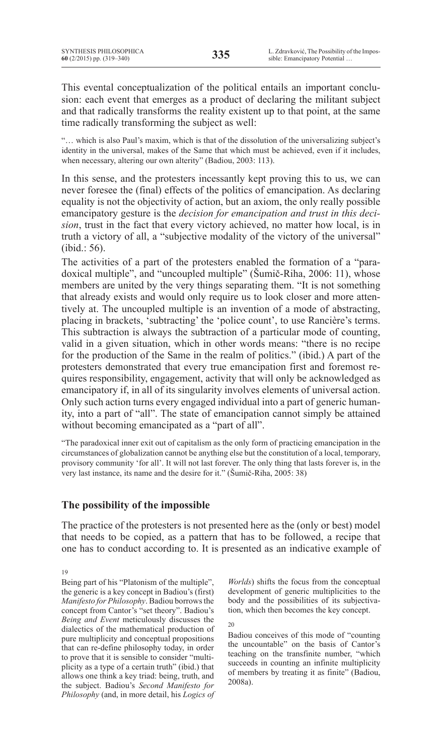This evental conceptualization of the political entails an important conclusion: each event that emerges as a product of declaring the militant subject and that radically transforms the reality existent up to that point, at the same time radically transforming the subject as well:

"… which is also Paul's maxim, which is that of the dissolution of the universalizing subject's identity in the universal, makes of the Same that which must be achieved, even if it includes, when necessary, altering our own alterity" (Badiou, 2003: 113).

In this sense, and the protesters incessantly kept proving this to us, we can never foresee the (final) effects of the politics of emancipation. As declaring equality is not the objectivity of action, but an axiom, the only really possible emancipatory gesture is the *decision for emancipation and trust in this decision*, trust in the fact that every victory achieved, no matter how local, is in truth a victory of all, a "subjective modality of the victory of the universal" (ibid.: 56).

The activities of a part of the protesters enabled the formation of a "paradoxical multiple", and "uncoupled multiple" (Šumič-Riha, 2006: 11), whose members are united by the very things separating them. "It is not something that already exists and would only require us to look closer and more attentively at. The uncoupled multiple is an invention of a mode of abstracting, placing in brackets, 'subtracting' the 'police count', to use Rancière's terms. This subtraction is always the subtraction of a particular mode of counting, valid in a given situation, which in other words means: "there is no recipe for the production of the Same in the realm of politics." (ibid.) A part of the protesters demonstrated that every true emancipation first and foremost requires responsibility, engagement, activity that will only be acknowledged as emancipatory if, in all of its singularity involves elements of universal action. Only such action turns every engaged individual into a part of generic humanity, into a part of "all". The state of emancipation cannot simply be attained without becoming emancipated as a "part of all".

"The paradoxical inner exit out of capitalism as the only form of practicing emancipation in the circumstances of globalization cannot be anything else but the constitution of a local, temporary, provisory community 'for all'. It will not last forever. The only thing that lasts forever is, in the very last instance, its name and the desire for it." (Šumič-Riha, 2005: 38)

## The possibility of the impossible

The practice of the protesters is not presented here as the (only or best) model that needs to be copied, as a pattern that has to be followed, a recipe that one has to conduct according to. It is presented as an indicative example of

---

19

Being part of his "Platonism of the multiple", the generic is a key concept in Badiou's (first) *Manifesto for Philosophy*. Badiou borrows the concept from Cantor's "set theory". Badiou's *Being and Event* meticulously discusses the dialectics of the mathematical production of pure multiplicity and conceptual propositions that can re-define philosophy today, in order to prove that it is sensible to consider "multiplicity as a type of a certain truth" (ibid.) that allows one think a key triad: being, truth, and the subject. Badiou's *Second Manifesto for Philosophy* (and, in more detail, his *Logics of Worlds*) shifts the focus from the conceptual development of generic multiplicities to the body and the possibilities of its subjectivation, which then becomes the key concept.

20

Badiou conceives of this mode of "counting the uncountable" on the basis of Cantor's teaching on the transfinite number, "which succeeds in counting an infinite multiplicity of members by treating it as finite" (Badiou, 2008a).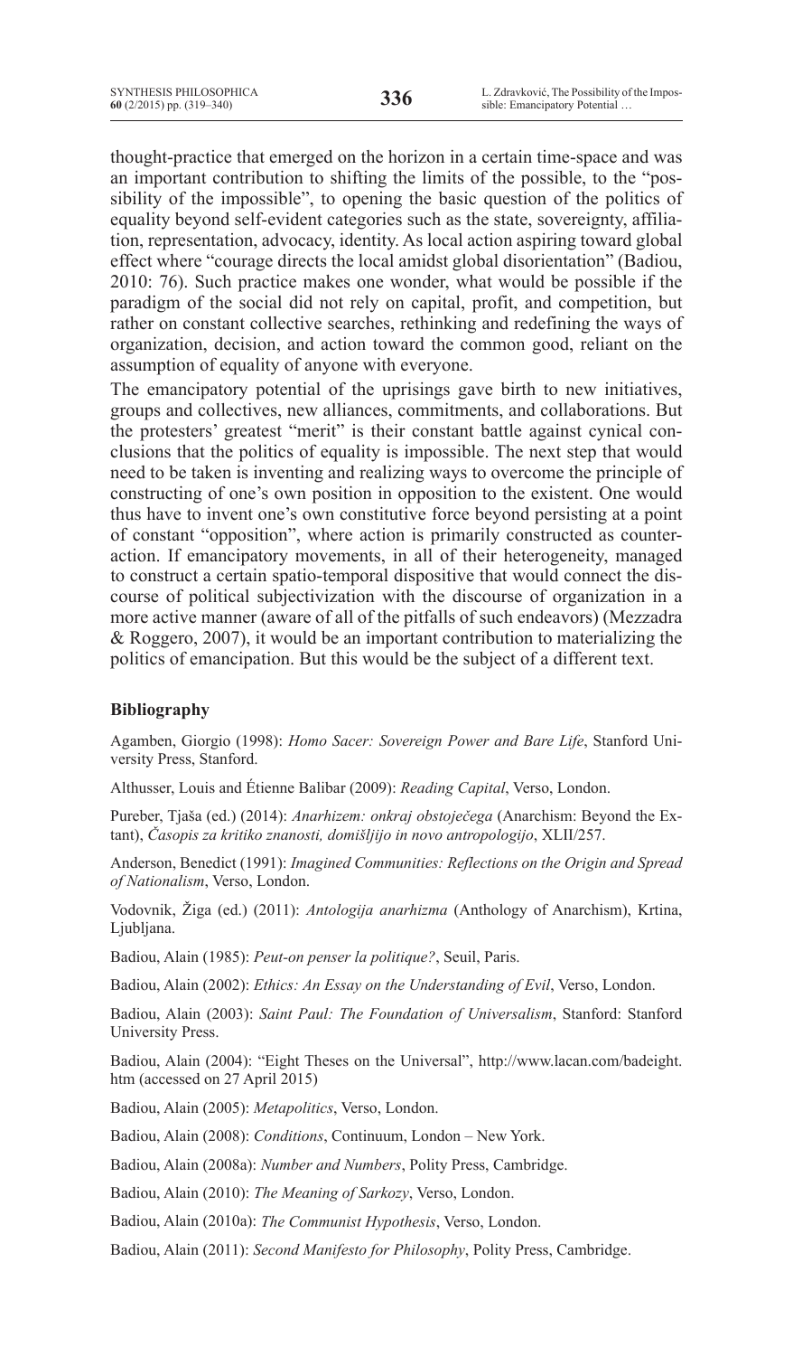thought-practice that emerged on the horizon in a certain time-space and was an important contribution to shifting the limits of the possible, to the "possibility of the impossible", to opening the basic question of the politics of equality beyond self-evident categories such as the state, sovereignty, affiliation, representation, advocacy, identity. As local action aspiring toward global effect where "courage directs the local amidst global disorientation" (Badiou, 2010: 76). Such practice makes one wonder, what would be possible if the paradigm of the social did not rely on capital, profit, and competition, but rather on constant collective searches, rethinking and redefining the ways of organization, decision, and action toward the common good, reliant on the assumption of equality of anyone with everyone.

The emancipatory potential of the uprisings gave birth to new initiatives, groups and collectives, new alliances, commitments, and collaborations. But the protesters' greatest "merit" is their constant battle against cynical conclusions that the politics of equality is impossible. The next step that would need to be taken is inventing and realizing ways to overcome the principle of constructing of one's own position in opposition to the existent. One would thus have to invent one's own constitutive force beyond persisting at a point of constant "opposition", where action is primarily constructed as counteraction. If emancipatory movements, in all of their heterogeneity, managed to construct a certain spatio-temporal dispositive that would connect the discourse of political subjectivization with the discourse of organization in a more active manner (aware of all of the pitfalls of such endeavors) (Mezzadra & Roggero, 2007), it would be an important contribution to materializing the politics of emancipation. But this would be the subject of a different text.

### Bibliography

Agamben, Giorgio (1998): *Homo Sacer: Sovereign Power and Bare Life*, Stanford University Press, Stanford.

Althusser, Louis and Étienne Balibar (2009): *Reading Capital*, Verso, London.

Pureber, Tjaša (ed.) (2014): *Anarhizem: onkraj obstoječega* (Anarchism: Beyond the Extant), *Časopis za kritiko znanosti, domišljijo in novo antropologijo*, XLII/257.

Anderson, Benedict (1991): *Imagined Communities: Reflections on the Origin and Spread of Nationalism*, Verso, London.

Vodovnik, Žiga (ed.) (2011): *Antologija anarhizma* (Anthology of Anarchism), Krtina, Ljubljana.

Badiou, Alain (1985): *Peut-on penser la politique?*, Seuil, Paris.

Badiou, Alain (2002): *Ethics: An Essay on the Understanding of Evil*, Verso, London.

Badiou, Alain (2003): *Saint Paul: The Foundation of Universalism*, Stanford: Stanford University Press.

Badiou, Alain (2004): "Eight Theses on the Universal", http://www.lacan.com/badeight.htm (accessed on 27 April 2015)

Badiou, Alain (2005): *Metapolitics*, Verso, London.

Badiou, Alain (2008): *Conditions*, Continuum, London – New York.

Badiou, Alain (2008a): *Number and Numbers*, Polity Press, Cambridge.

Badiou, Alain (2010): *The Meaning of Sarkozy*, Verso, London.

Badiou, Alain (2010a): *The Communist Hypothesis*, Verso, London.

Badiou, Alain (2011): *Second Manifesto for Philosophy*, Polity Press, Cambridge.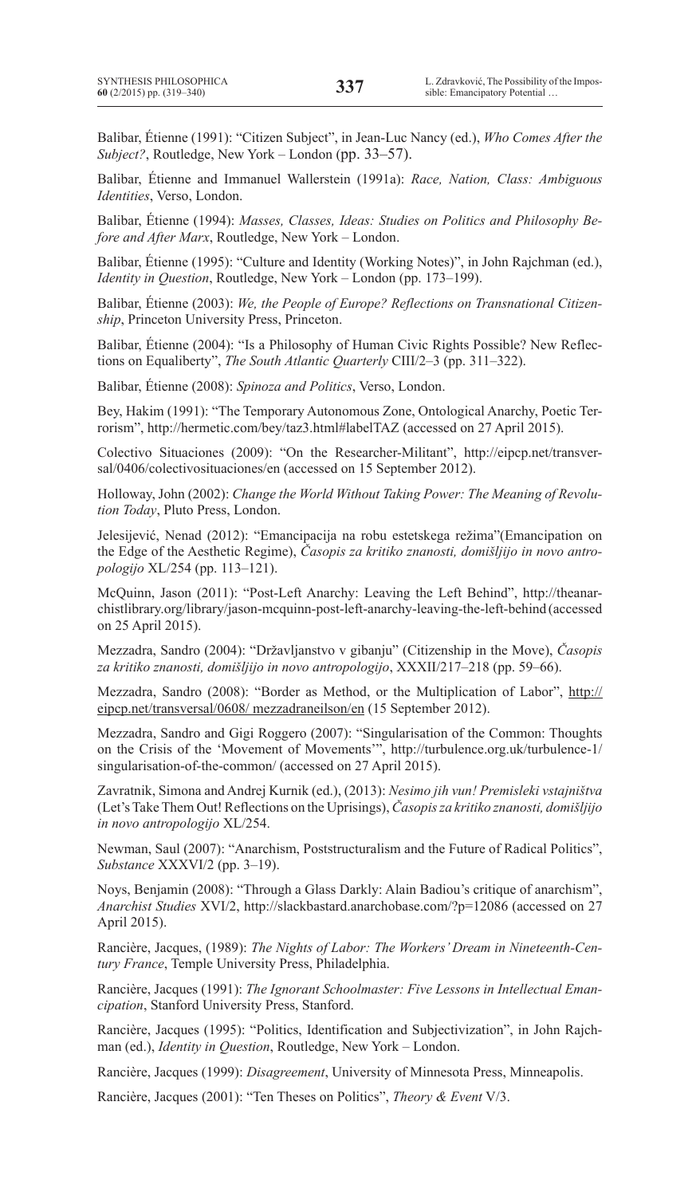Balibar, Étienne (1991): "Citizen Subject", in Jean-Luc Nancy (ed.), *Who Comes After the Subject?*, Routledge, New York – London (pp. 33–57).

Balibar, Étienne and Immanuel Wallerstein (1991a): *Race, Nation, Class: Ambiguous Identities*, Verso, London.

Balibar, Étienne (1994): *Masses, Classes, Ideas: Studies on Politics and Philosophy Before and After Marx*, Routledge, New York – London.

Balibar, Étienne (1995): "Culture and Identity (Working Notes)", in John Rajchman (ed.), *Identity in Question*, Routledge, New York – London (pp. 173–199).

Balibar, Étienne (2003): *We, the People of Europe? Reflections on Transnational Citizenship*, Princeton University Press, Princeton.

Balibar, Étienne (2004): "Is a Philosophy of Human Civic Rights Possible? New Reflections on Equaliberty", *The South Atlantic Quarterly* CIII/2–3 (pp. 311–322).

Balibar, Étienne (2008): *Spinoza and Politics*, Verso, London.

Bey, Hakim (1991): "The Temporary Autonomous Zone, Ontological Anarchy, Poetic Terrorism", http://hermetic.com/bey/taz3.html#labelTAZ (accessed on 27 April 2015).

Colectivo Situaciones (2009): "On the Researcher-Militant", http://eipcp.net/transversal/0406/colectivosituaciones/en (accessed on 15 September 2012).

Holloway, John (2002): *Change the World Without Taking Power: The Meaning of Revolution Today*, Pluto Press, London.

Jelesijević, Nenad (2012): "Emancipacija na robu estetskega režima"(Emancipation on the Edge of the Aesthetic Regime), *Časopis za kritiko znanosti, domišljijo in novo antropologijo* XL/254 (pp. 113–121).

McQuinn, Jason (2011): "Post-Left Anarchy: Leaving the Left Behind", http://theanarchistlibrary.org/library/jason-mcquinn-post-left-anarchy-leaving-the-left-behind (accessed on 25 April 2015).

Mezzadra, Sandro (2004): "Državljanstvo v gibanju" (Citizenship in the Move), *Časopis za kritiko znanosti, domišljijo in novo antropologijo*, XXXII/217–218 (pp. 59–66).

Mezzadra, Sandro (2008): "Border as Method, or the Multiplication of Labor", http://eipcp.net/transversal/0608/ mezzadraneilson/en (15 September 2012).

Mezzadra, Sandro and Gigi Roggero (2007): "Singularisation of the Common: Thoughts on the Crisis of the 'Movement of Movements'", http://turbulence.org.uk/turbulence-1/singularisation-of-the-common/ (accessed on 27 April 2015).

Zavratnik, Simona and Andrej Kurnik (ed.), (2013): *Nesimo jih vun! Premisleki vstajništva* (Let's Take Them Out! Reflections on the Uprisings), *Časopis za kritiko znanosti, domišljijo in novo antropologijo* XL/254.

Newman, Saul (2007): "Anarchism, Poststructuralism and the Future of Radical Politics", *Substance* XXXVI/2 (pp. 3–19).

Noys, Benjamin (2008): "Through a Glass Darkly: Alain Badiou's critique of anarchism", *Anarchist Studies* XVI/2, http://slackbastard.anarchobase.com/?p=12086 (accessed on 27 April 2015).

Rancière, Jacques, (1989): *The Nights of Labor: The Workers' Dream in Nineteenth-Century France*, Temple University Press, Philadelphia.

Rancière, Jacques (1991): *The Ignorant Schoolmaster: Five Lessons in Intellectual Emancipation*, Stanford University Press, Stanford.

Rancière, Jacques (1995): "Politics, Identification and Subjectivization", in John Rajchman (ed.), *Identity in Question*, Routledge, New York – London.

Rancière, Jacques (1999): *Disagreement*, University of Minnesota Press, Minneapolis.

Rancière, Jacques (2001): "Ten Theses on Politics", *Theory & Event* V/3.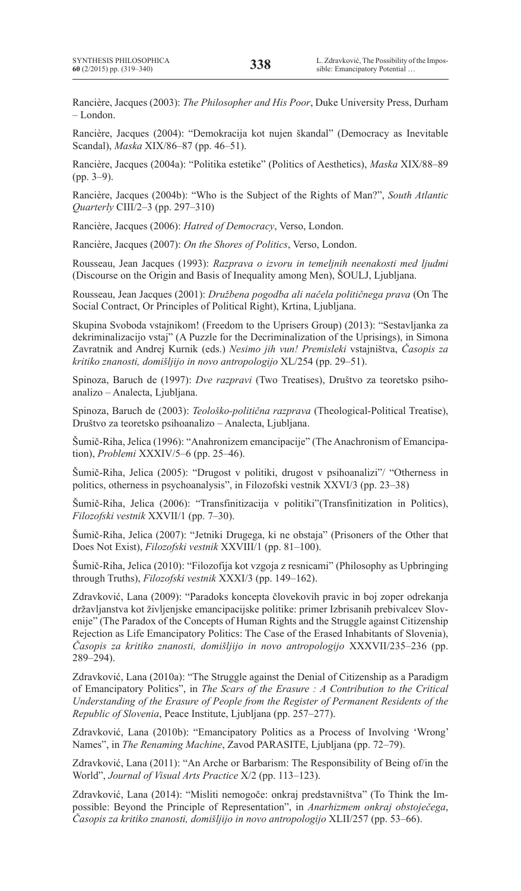Rancière, Jacques (2003): *The Philosopher and His Poor*, Duke University Press, Durham – London.

Rancière, Jacques (2004): "Demokracija kot nujen škandal" (Democracy as Inevitable Scandal), *Maska* XIX/86–87 (pp. 46–51).

Rancière, Jacques (2004a): "Politika estetike" (Politics of Aesthetics), *Maska* XIX/88–89 (pp. 3–9).

Rancière, Jacques (2004b): "Who is the Subject of the Rights of Man?", *South Atlantic Quarterly* CIII/2–3 (pp. 297–310)

Rancière, Jacques (2006): *Hatred of Democracy*, Verso, London.

Rancière, Jacques (2007): *On the Shores of Politics*, Verso, London.

Rousseau, Jean Jacques (1993): *Razprava o izvoru in temeljnih neenakosti med ljudmi* (Discourse on the Origin and Basis of Inequality among Men), ŠOULJ, Ljubljana.

Rousseau, Jean Jacques (2001): *Družbena pogodba ali načela političnega prava* (On The Social Contract, Or Principles of Political Right), Krtina, Ljubljana.

Skupina Svoboda vstajnikom! (Freedom to the Uprisers Group) (2013): "Sestavljanka za dekriminalizacijo vstaj" (A Puzzle for the Decriminalization of the Uprisings), in Simona Zavratnik and Andrej Kurnik (eds.) *Nesimo jih vun! Premisleki* vstajništva, *Časopis za kritiko znanosti, domišljijo in novo antropologijo* XL/254 (pp. 29–51).

Spinoza, Baruch de (1997): *Dve razpravi* (Two Treatises), Društvo za teoretsko psihoanalizo – Analecta, Ljubljana.

Spinoza, Baruch de (2003): *Teološko-politična razprava* (Theological-Political Treatise), Društvo za teoretsko psihoanalizo – Analecta, Ljubljana.

Šumič-Riha, Jelica (1996): "Anahronizem emancipacije" (The Anachronism of Emancipation), *Problemi* XXXIV/5–6 (pp. 25–46).

Šumič-Riha, Jelica (2005): "Drugost v politiki, drugost v psihoanalizi"/ "Otherness in politics, otherness in psychoanalysis", in Filozofski vestnik XXVI/3 (pp. 23–38)

Šumič-Riha, Jelica (2006): "Transfinitizacija v politiki"(Transfinitization in Politics), *Filozofski vestnik* XXVII/1 (pp. 7–30).

Šumič-Riha, Jelica (2007): "Jetniki Drugega, ki ne obstaja" (Prisoners of the Other that Does Not Exist), *Filozofski vestnik* XXVIII/1 (pp. 81–100).

Šumič-Riha, Jelica (2010): "Filozofija kot vzgoja z resnicami" (Philosophy as Upbringing through Truths), *Filozofski vestnik* XXXI/3 (pp. 149–162).

Zdravković, Lana (2009): "Paradoks koncepta človekovih pravic in boj zoper odrekanja državljanstva kot življenjske emancipacijske politike: primer Izbrisanih prebivalcev Slovenije" (The Paradox of the Concepts of Human Rights and the Struggle against Citizenship Rejection as Life Emancipatory Politics: The Case of the Erased Inhabitants of Slovenia), *Časopis za kritiko znanosti, domišljijo in novo antropologijo* XXXVII/235–236 (pp. 289–294).

Zdravković, Lana (2010a): "The Struggle against the Denial of Citizenship as a Paradigm of Emancipatory Politics", in *The Scars of the Erasure : A Contribution to the Critical Understanding of the Erasure of People from the Register of Permanent Residents of the Republic of Slovenia*, Peace Institute, Ljubljana (pp. 257–277).

Zdravković, Lana (2010b): "Emancipatory Politics as a Process of Involving 'Wrong' Names", in *The Renaming Machine*, Zavod PARASITE, Ljubljana (pp. 72–79).

Zdravković, Lana (2011): "An Arche or Barbarism: The Responsibility of Being of/in the World", *Journal of Visual Arts Practice* X/2 (pp. 113–123).

Zdravković, Lana (2014): "Misliti nemogoče: onkraj predstavništva" (To Think the Impossible: Beyond the Principle of Representation", in *Anarhizmem onkraj obstoječega*, *Časopis za kritiko znanosti, domišljijo in novo antropologijo* XLII/257 (pp. 53–66).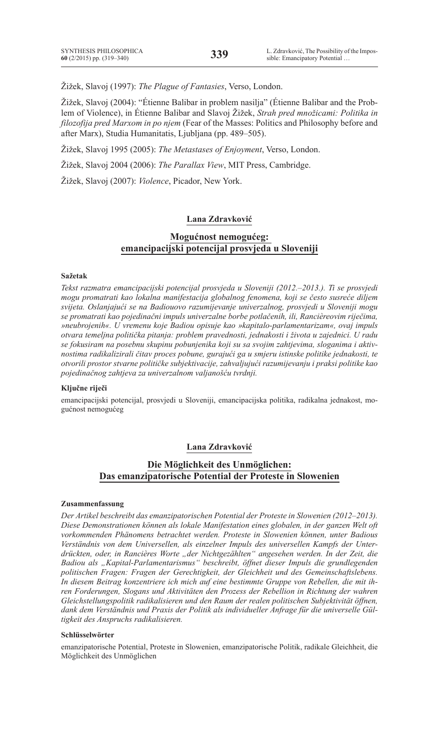Žižek, Slavoj (1997): *The Plague of Fantasies*, Verso, London.

Žižek, Slavoj (2004): "Étienne Balibar in problem nasilja" (Étienne Balibar and the Problem of Violence), in Étienne Balibar and Slavoj Žižek, *Strah pred množicami: Politika in filozofija pred Marxom in po njem* (Fear of the Masses: Politics and Philosophy before and after Marx), Studia Humanitatis, Ljubljana (pp. 489–505).

Žižek, Slavoj 1995 (2005): *The Metastases of Enjoyment*, Verso, London.

Žižek, Slavoj 2004 (2006): *The Parallax View*, MIT Press, Cambridge.

Žižek, Slavoj (2007): *Violence*, Picador, New York.

**Lana Zdravković**

## Mogućnost nemogućeg: emancipacijski potencijal prosvjeda u Sloveniji

#### Sažetak

*Tekst razmatra emancipacijski potencijal prosvjeda u Sloveniji (2012.–2013.). Ti se prosvjedi mogu promatrati kao lokalna manifestacija globalnog fenomena, koji se često susreće diljem svijeta. Oslanjajući se na Badiouovo razumijevanje univerzalnog, prosvjedi u Sloveniji mogu se promatrati kao pojedinačni impuls univerzalne borbe potlačenih, ili, Rancièreovim riječima, »neubrojenih«. U vremenu koje Badiou opisuje kao »kapitalo-parlamentarizam«, ovaj impuls otvara temeljna politička pitanja: problem pravednosti, jednakosti i života u zajednici. U radu se fokusiram na posebnu skupinu pobunjenika koji su sa svojim zahtjevima, sloganima i aktivnostima radikalizirali čitav proces pobune, gurajući ga u smjeru istinske politike jednakosti, te otvorili prostor stvarne političke subjektivacije, zahvaljujući razumijevanju i praksi politike kao pojedinačnog zahtjeva za univerzalnom valjanošću tvrdnji.*

#### Ključne riječi

emancipacijski potencijal, prosvjedi u Sloveniji, emancipacijska politika, radikalna jednakost, mogućnost nemogućeg

**Lana Zdravković**

## Die Möglichkeit des Unmöglichen: Das emanzipatorische Potential der Proteste in Slowenien

#### Zusammenfassung

*Der Artikel beschreibt das emanzipatorischen Potential der Proteste in Slowenien (2012–2013). Diese Demonstrationen können als lokale Manifestation eines globalen, in der ganzen Welt oft vorkommenden Phänomens betrachtet werden. Proteste in Slowenien können, unter Badious Verständnis von dem Universellen, als einzelner Impuls des universellen Kampfs der Unterdrückten, oder, in Rancières Worte „der Nichtgezählten" angesehen werden. In der Zeit, die Badiou als „Kapital-Parlamentarismus" beschreibt, öffnet dieser Impuls die grundlegenden politischen Fragen: Fragen der Gerechtigkeit, der Gleichheit und des Gemeinschaftslebens. In diesem Beitrag konzentriere ich mich auf eine bestimmte Gruppe von Rebellen, die mit ihren Forderungen, Slogans und Aktivitäten den Prozess der Rebellion in Richtung der wahren Gleichstellungspolitik radikalisieren und den Raum der realen politischen Subjektivität öffnen, dank dem Verständnis und Praxis der Politik als individueller Anfrage für die universelle Gültigkeit des Anspruchs radikalisieren.*

#### Schlüsselwörter

emanzipatorische Potential, Proteste in Slowenien, emanzipatorische Politik, radikale Gleichheit, die Möglichkeit des Unmöglichen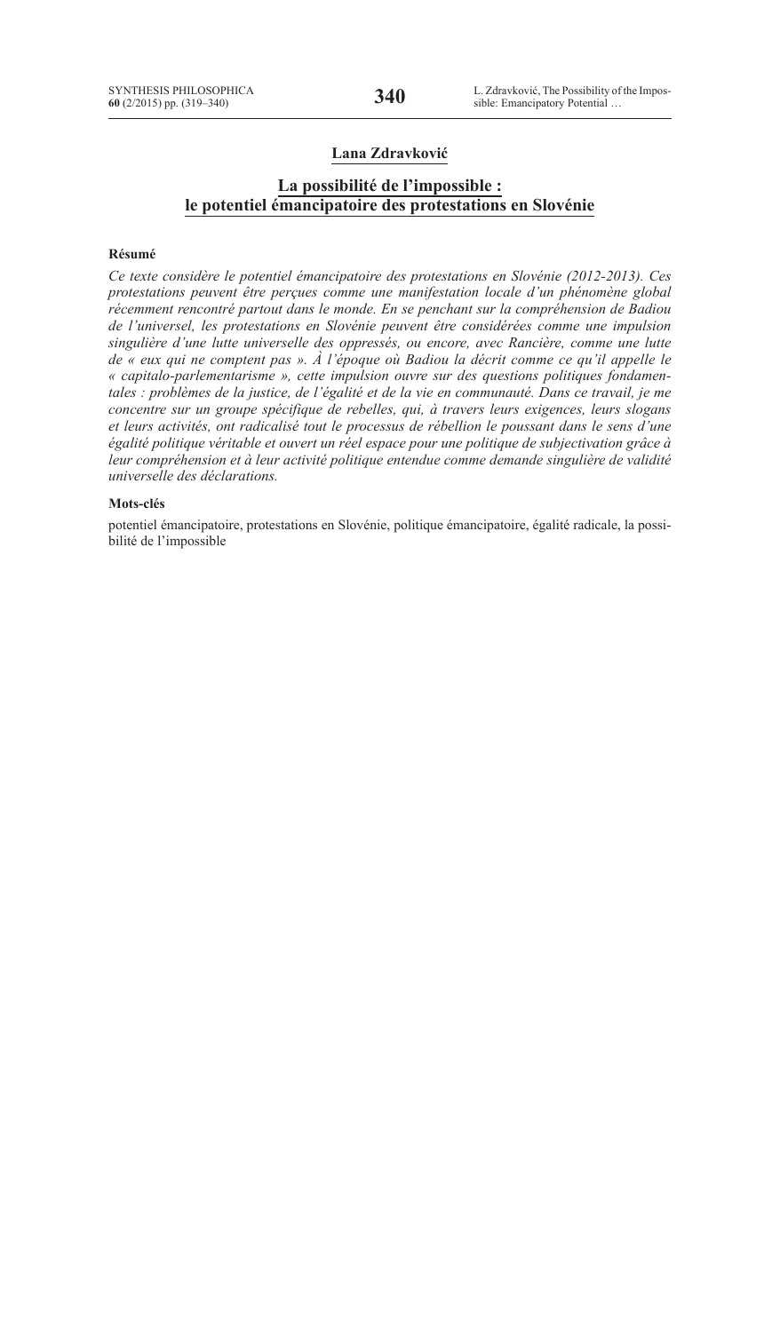**Lana Zdravković**

## La possibilité de l'impossible : le potentiel émancipatoire des protestations en Slovénie

### Résumé

*Ce texte considère le potentiel émancipatoire des protestations en Slovénie (2012-2013). Ces protestations peuvent être perçues comme une manifestation locale d'un phénomène global récemment rencontré partout dans le monde. En se penchant sur la compréhension de Badiou de l'universel, les protestations en Slovénie peuvent être considérées comme une impulsion singulière d'une lutte universelle des oppressés, ou encore, avec Rancière, comme une lutte de « eux qui ne comptent pas ». À l'époque où Badiou la décrit comme ce qu'il appelle le « capitalo-parlementarisme », cette impulsion ouvre sur des questions politiques fondamentales : problèmes de la justice, de l'égalité et de la vie en communauté. Dans ce travail, je me concentre sur un groupe spécifique de rebelles, qui, à travers leurs exigences, leurs slogans et leurs activités, ont radicalisé tout le processus de rébellion le poussant dans le sens d'une égalité politique véritable et ouvert un réel espace pour une politique de subjectivation grâce à leur compréhension et à leur activité politique entendue comme demande singulière de validité universelle des déclarations.*

### Mots-clés

potentiel émancipatoire, protestations en Slovénie, politique émancipatoire, égalité radicale, la possibilité de l'impossible